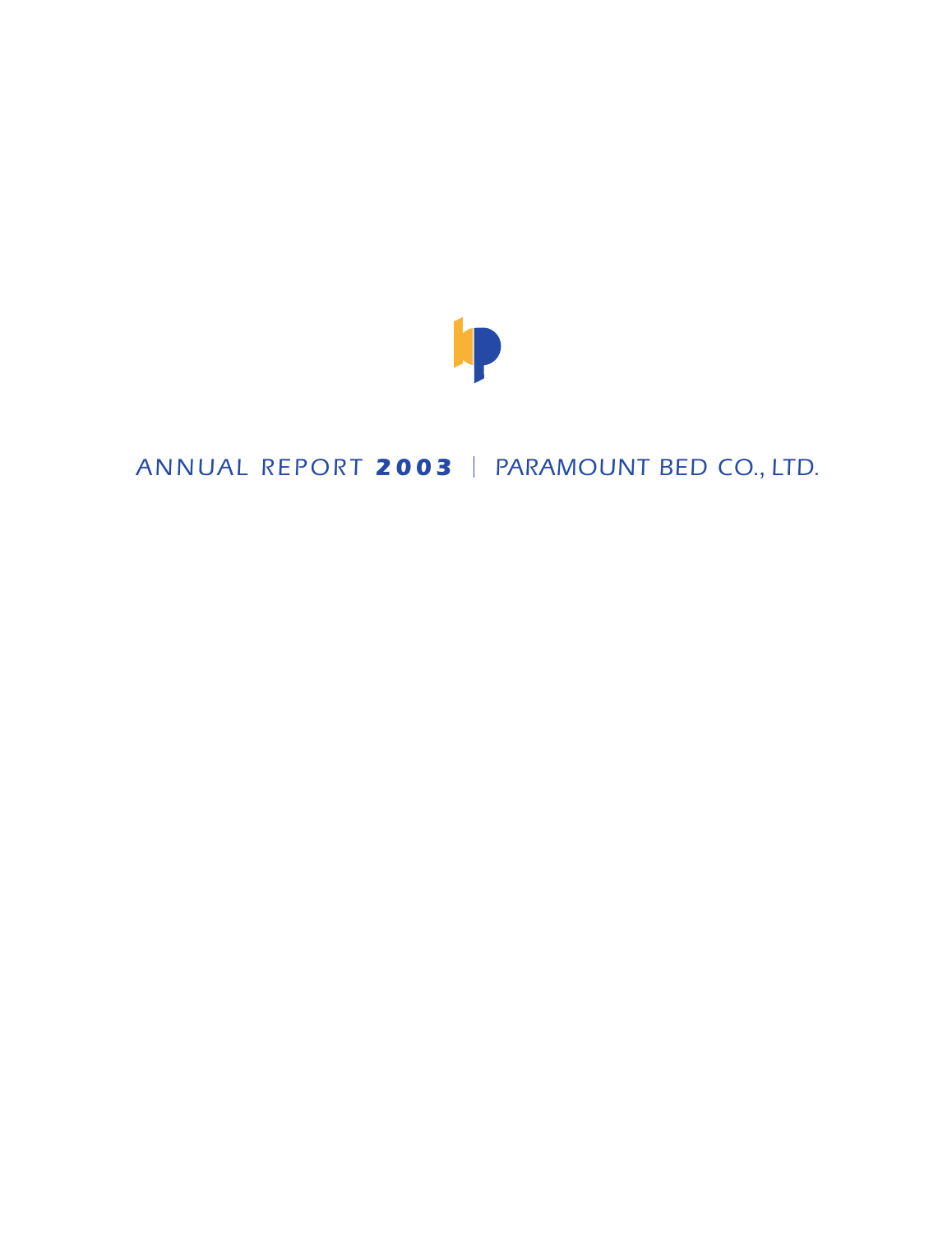# ANNUAL REPORT **2003** | PARAMOUNT BED CO., LTD.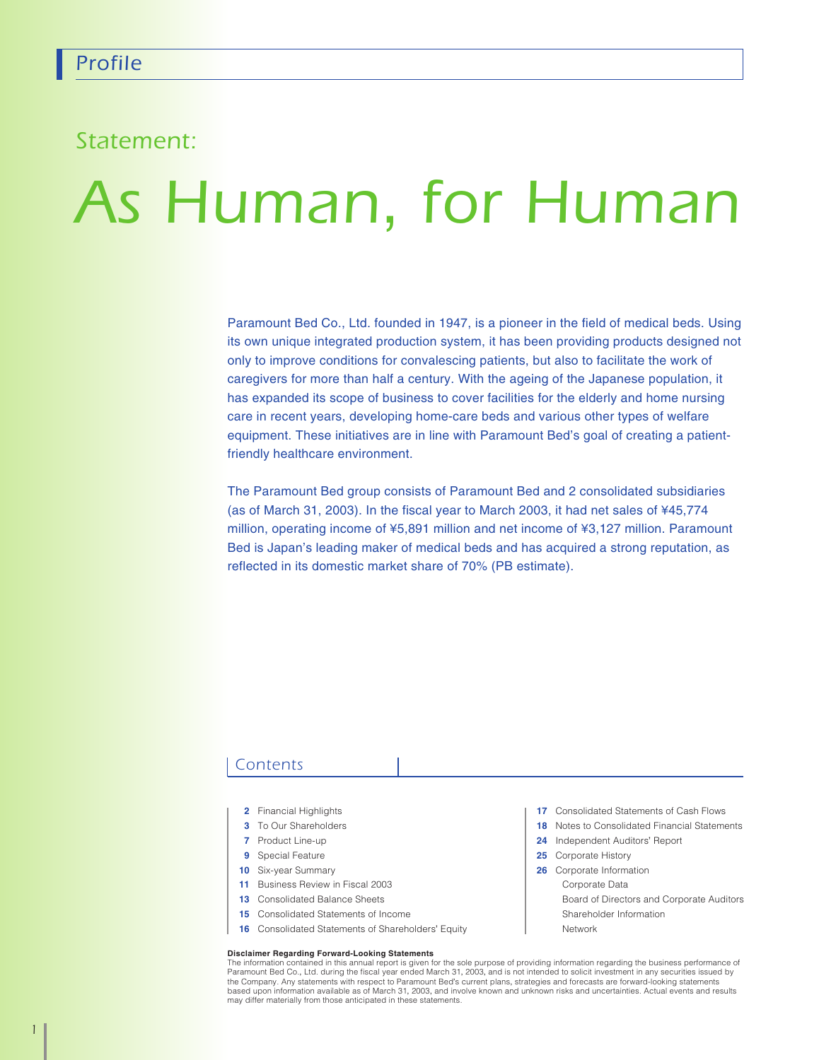# Profile

## Statement:

# *As Human, for Human*

Paramount Bed Co., Ltd. founded in 1947, is a pioneer in the field of medical beds. Using its own unique integrated production system, it has been providing products designed not only to improve conditions for convalescing patients, but also to facilitate the work of caregivers for more than half a century. With the ageing of the Japanese population, it has expanded its scope of business to cover facilities for the elderly and home nursing care in recent years, developing home-care beds and various other types of welfare equipment. These initiatives are in line with Paramount Bed's goal of creating a patient-friendly healthcare environment.

The Paramount Bed group consists of Paramount Bed and 2 consolidated subsidiaries (as of March 31, 2003). In the fiscal year to March 2003, it had net sales of ¥45,774 million, operating income of ¥5,891 million and net income of ¥3,127 million. Paramount Bed is Japan's leading maker of medical beds and has acquired a strong reputation, as reflected in its domestic market share of 70% (PB estimate).

## Contents

- **2** Financial Highlights
- **3** To Our Shareholders
- **7** Product Line-up
- **9** Special Feature
- **10** Six-year Summary
- **11** Business Review in Fiscal 2003
- **13** Consolidated Balance Sheets
- **15** Consolidated Statements of Income
- **16** Consolidated Statements of Shareholders' Equity
- **17** Consolidated Statements of Cash Flows
- **18** Notes to Consolidated Financial Statements
- **24** Independent Auditors' Report
- **25** Corporate History
- **26** Corporate Information
  - Corporate Data
  - Board of Directors and Corporate Auditors
  - Shareholder Information
  - Network

**Disclaimer Regarding Forward-Looking Statements**

The information contained in this annual report is given for the sole purpose of providing information regarding the business performance of Paramount Bed Co., Ltd. during the fiscal year ended March 31, 2003, and is not intended to solicit investment in any securities issued by the Company. Any statements with respect to Paramount Bed's current plans, strategies and forecasts are forward-looking statements based upon information available as of March 31, 2003, and involve known and unknown risks and uncertainties. Actual events and results may differ materially from those anticipated in these statements.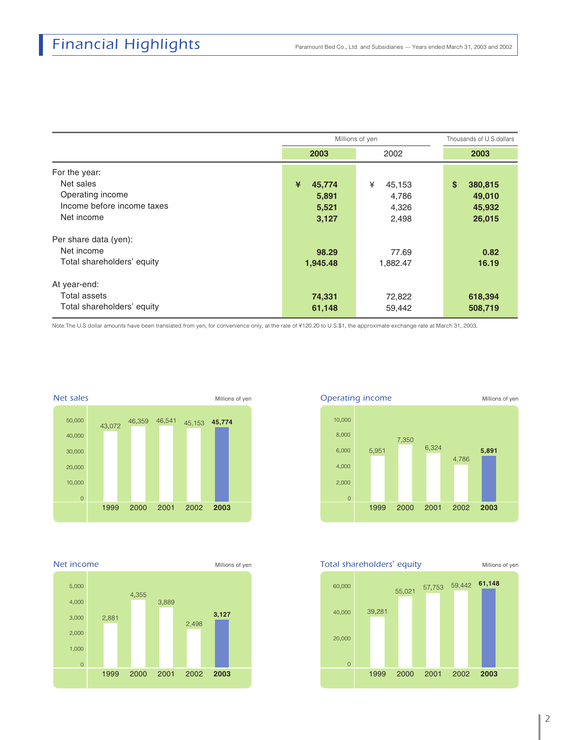# Financial Highlights

Paramount Bed Co., Ltd. and Subsidiaries — Years ended March 31, 2003 and 2002

| | Millions of yen | | Thousands of U.S.dollars |
|---|---|---|---|
| | **2003** | 2002 | **2003** |
| **For the year:** | | | |
| Net sales | **¥ 45,774** | ¥ 45,153 | **$ 380,815** |
| Operating income | **5,891** | 4,786 | **49,010** |
| Income before income taxes | **5,521** | 4,326 | **45,932** |
| Net income | **3,127** | 2,498 | **26,015** |
| **Per share data (yen):** | | | |
| Net income | **98.29** | 77.69 | **0.82** |
| Total shareholders' equity | **1,945.48** | 1,882.47 | **16.19** |
| **At year-end:** | | | |
| Total assets | **74,331** | 72,822 | **618,394** |
| Total shareholders' equity | **61,148** | 59,442 | **508,719** |

Note:The U.S dollar amounts have been translated from yen, for convenience only, at the rate of ¥120.20 to U.S.$1, the approximate exchange rate at March 31, 2003.

**Net sales** (Millions of yen)

| 1999 | 2000 | 2001 | 2002 | **2003** |
|---|---|---|---|---|
| 43,072 | 46,359 | 46,541 | 45,153 | **45,774** |

**Operating income** (Millions of yen)

| 1999 | 2000 | 2001 | 2002 | **2003** |
|---|---|---|---|---|
| 5,951 | 7,350 | 6,324 | 4,786 | **5,891** |

**Net income** (Millions of yen)

| 1999 | 2000 | 2001 | 2002 | **2003** |
|---|---|---|---|---|
| 2,881 | 4,355 | 3,889 | 2,498 | **3,127** |

**Total shareholders' equity** (Millions of yen)

| 1999 | 2000 | 2001 | 2002 | **2003** |
|---|---|---|---|---|
| 39,281 | 55,021 | 57,753 | 59,442 | **61,148** |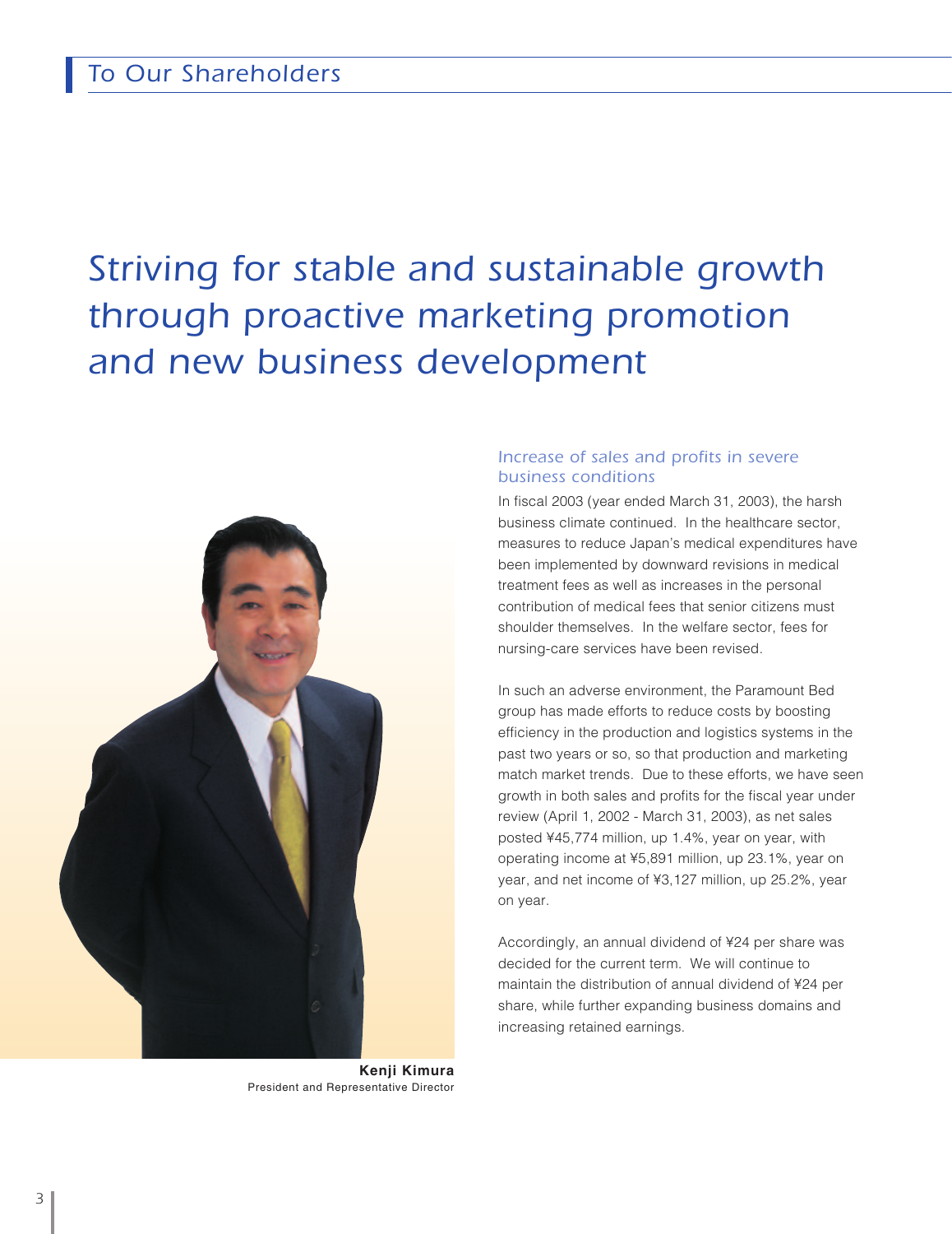# To Our Shareholders

## Striving for stable and sustainable growth through proactive marketing promotion and new business development

**Kenji Kimura**
President and Representative Director

### Increase of sales and profits in severe business conditions

In fiscal 2003 (year ended March 31, 2003), the harsh business climate continued. In the healthcare sector, measures to reduce Japan's medical expenditures have been implemented by downward revisions in medical treatment fees as well as increases in the personal contribution of medical fees that senior citizens must shoulder themselves. In the welfare sector, fees for nursing-care services have been revised.

In such an adverse environment, the Paramount Bed group has made efforts to reduce costs by boosting efficiency in the production and logistics systems in the past two years or so, so that production and marketing match market trends. Due to these efforts, we have seen growth in both sales and profits for the fiscal year under review (April 1, 2002 - March 31, 2003), as net sales posted ¥45,774 million, up 1.4%, year on year, with operating income at ¥5,891 million, up 23.1%, year on year, and net income of ¥3,127 million, up 25.2%, year on year.

Accordingly, an annual dividend of ¥24 per share was decided for the current term. We will continue to maintain the distribution of annual dividend of ¥24 per share, while further expanding business domains and increasing retained earnings.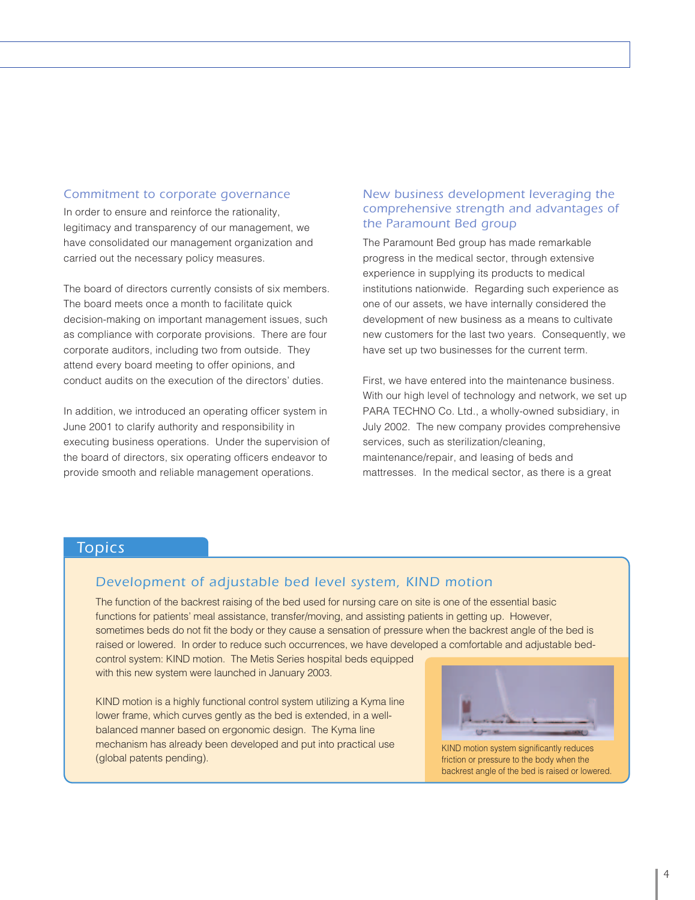## Commitment to corporate governance

In order to ensure and reinforce the rationality, legitimacy and transparency of our management, we have consolidated our management organization and carried out the necessary policy measures.

The board of directors currently consists of six members. The board meets once a month to facilitate quick decision-making on important management issues, such as compliance with corporate provisions. There are four corporate auditors, including two from outside. They attend every board meeting to offer opinions, and conduct audits on the execution of the directors' duties.

In addition, we introduced an operating officer system in June 2001 to clarify authority and responsibility in executing business operations. Under the supervision of the board of directors, six operating officers endeavor to provide smooth and reliable management operations.

## New business development leveraging the comprehensive strength and advantages of the Paramount Bed group

The Paramount Bed group has made remarkable progress in the medical sector, through extensive experience in supplying its products to medical institutions nationwide. Regarding such experience as one of our assets, we have internally considered the development of new business as a means to cultivate new customers for the last two years. Consequently, we have set up two businesses for the current term.

First, we have entered into the maintenance business. With our high level of technology and network, we set up PARA TECHNO Co. Ltd., a wholly-owned subsidiary, in July 2002. The new company provides comprehensive services, such as sterilization/cleaning, maintenance/repair, and leasing of beds and mattresses. In the medical sector, as there is a great

## Topics

### Development of adjustable bed level system, KIND motion

The function of the backrest raising of the bed used for nursing care on site is one of the essential basic functions for patients' meal assistance, transfer/moving, and assisting patients in getting up. However, sometimes beds do not fit the body or they cause a sensation of pressure when the backrest angle of the bed is raised or lowered. In order to reduce such occurrences, we have developed a comfortable and adjustable bed-control system: KIND motion. The Metis Series hospital beds equipped with this new system were launched in January 2003.

KIND motion is a highly functional control system utilizing a Kyma line lower frame, which curves gently as the bed is extended, in a well-balanced manner based on ergonomic design. The Kyma line mechanism has already been developed and put into practical use (global patents pending).

KIND motion system significantly reduces friction or pressure to the body when the backrest angle of the bed is raised or lowered.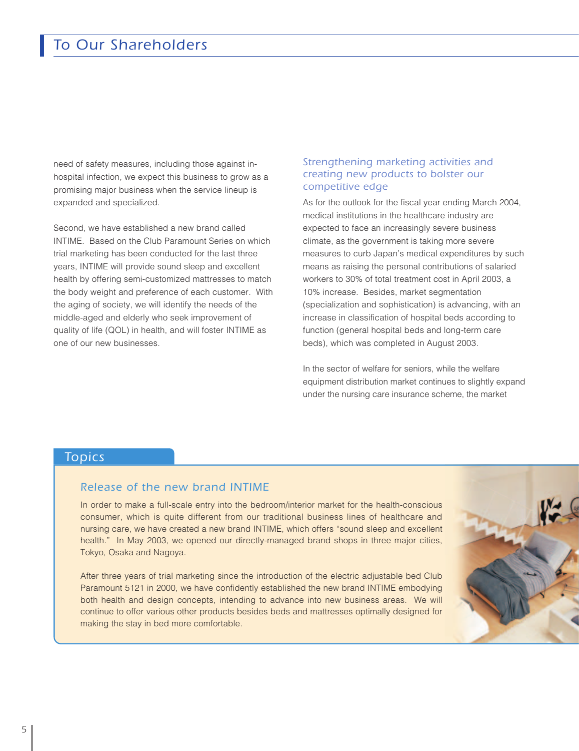## To Our Shareholders

need of safety measures, including those against in-hospital infection, we expect this business to grow as a promising major business when the service lineup is expanded and specialized.

Second, we have established a new brand called INTIME. Based on the Club Paramount Series on which trial marketing has been conducted for the last three years, INTIME will provide sound sleep and excellent health by offering semi-customized mattresses to match the body weight and preference of each customer. With the aging of society, we will identify the needs of the middle-aged and elderly who seek improvement of quality of life (QOL) in health, and will foster INTIME as one of our new businesses.

### Strengthening marketing activities and creating new products to bolster our competitive edge

As for the outlook for the fiscal year ending March 2004, medical institutions in the healthcare industry are expected to face an increasingly severe business climate, as the government is taking more severe measures to curb Japan's medical expenditures by such means as raising the personal contributions of salaried workers to 30% of total treatment cost in April 2003, a 10% increase. Besides, market segmentation (specialization and sophistication) is advancing, with an increase in classification of hospital beds according to function (general hospital beds and long-term care beds), which was completed in August 2003.

In the sector of welfare for seniors, while the welfare equipment distribution market continues to slightly expand under the nursing care insurance scheme, the market

## Topics

### Release of the new brand INTIME

In order to make a full-scale entry into the bedroom/interior market for the health-conscious consumer, which is quite different from our traditional business lines of healthcare and nursing care, we have created a new brand INTIME, which offers "sound sleep and excellent health." In May 2003, we opened our directly-managed brand shops in three major cities, Tokyo, Osaka and Nagoya.

After three years of trial marketing since the introduction of the electric adjustable bed Club Paramount 5121 in 2000, we have confidently established the new brand INTIME embodying both health and design concepts, intending to advance into new business areas. We will continue to offer various other products besides beds and mattresses optimally designed for making the stay in bed more comfortable.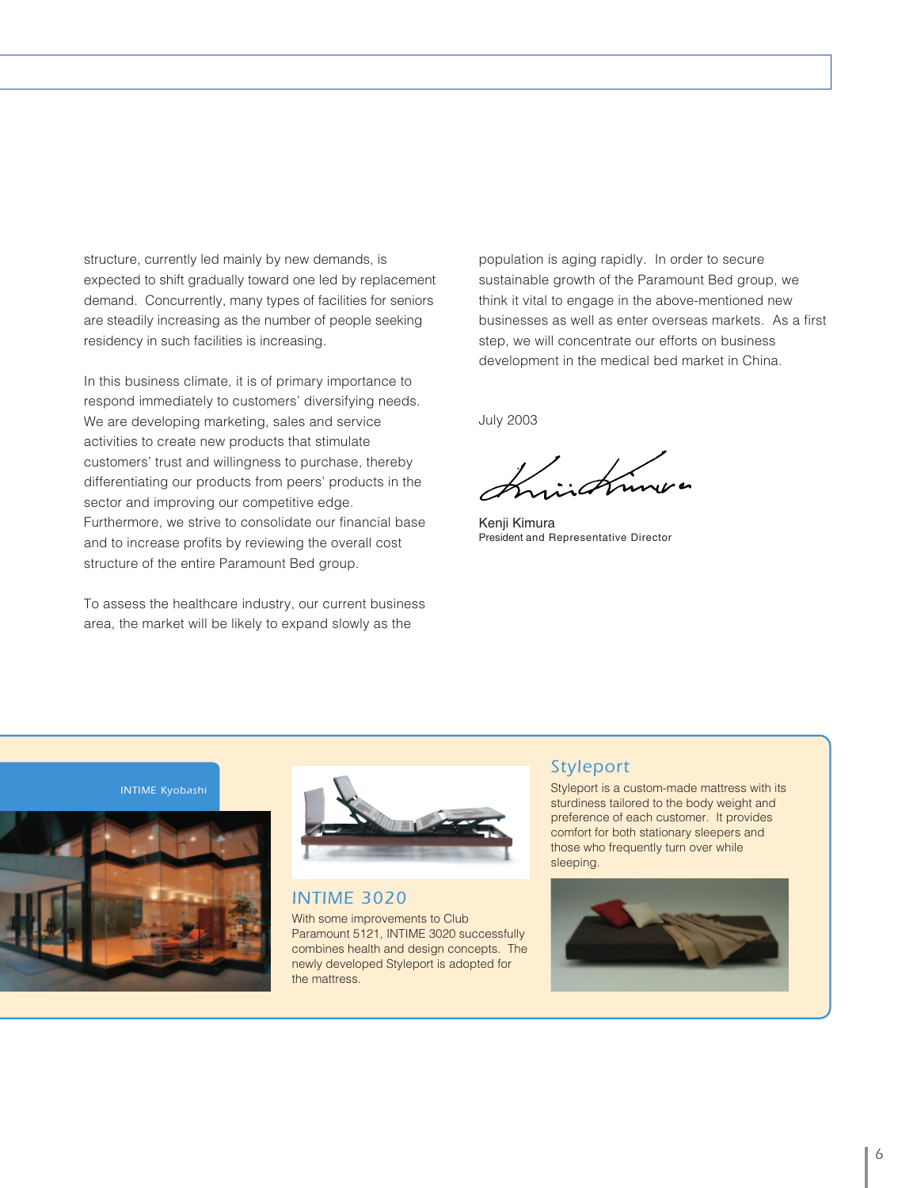structure, currently led mainly by new demands, is expected to shift gradually toward one led by replacement demand. Concurrently, many types of facilities for seniors are steadily increasing as the number of people seeking residency in such facilities is increasing.

In this business climate, it is of primary importance to respond immediately to customers' diversifying needs. We are developing marketing, sales and service activities to create new products that stimulate customers' trust and willingness to purchase, thereby differentiating our products from peers' products in the sector and improving our competitive edge. Furthermore, we strive to consolidate our financial base and to increase profits by reviewing the overall cost structure of the entire Paramount Bed group.

To assess the healthcare industry, our current business area, the market will be likely to expand slowly as the population is aging rapidly. In order to secure sustainable growth of the Paramount Bed group, we think it vital to engage in the above-mentioned new businesses as well as enter overseas markets. As a first step, we will concentrate our efforts on business development in the medical bed market in China.

July 2003

Kenji Kimura
President and Representative Director

INTIME Kyobashi

## INTIME 3020

With some improvements to Club Paramount 5121, INTIME 3020 successfully combines health and design concepts. The newly developed Styleport is adopted for the mattress.

## Styleport

Styleport is a custom-made mattress with its sturdiness tailored to the body weight and preference of each customer. It provides comfort for both stationary sleepers and those who frequently turn over while sleeping.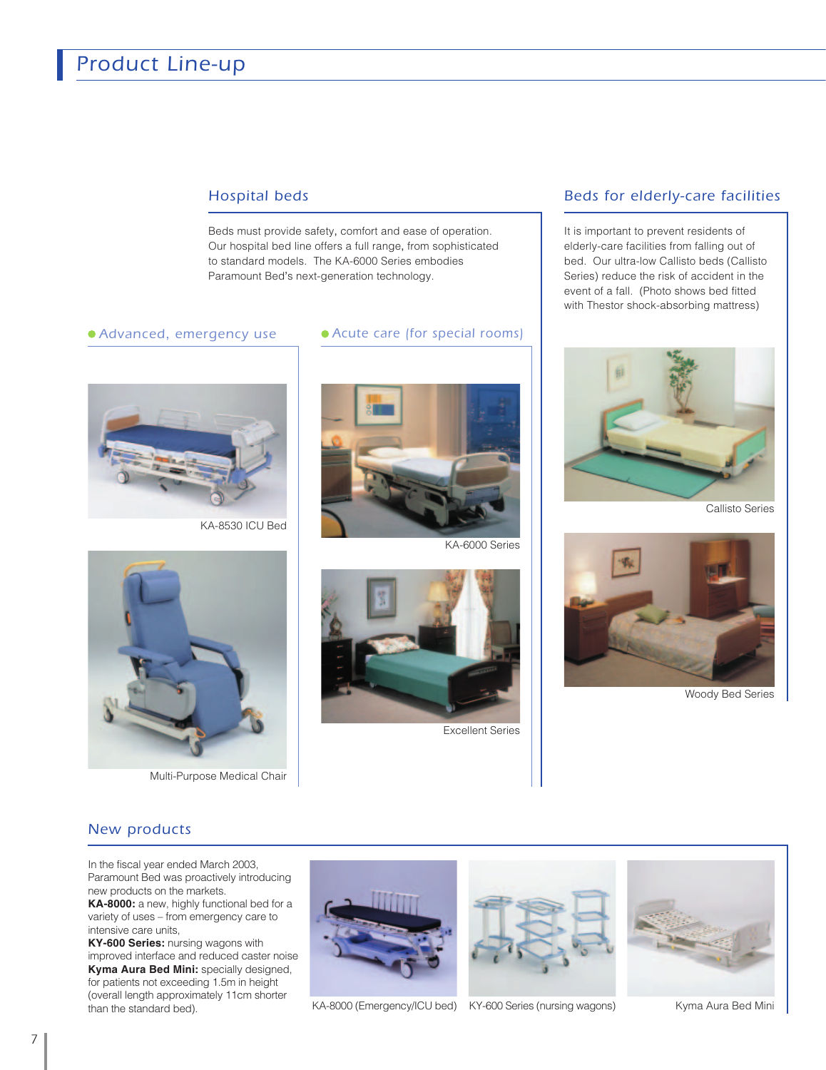# Product Line-up

## Hospital beds

Beds must provide safety, comfort and ease of operation. Our hospital bed line offers a full range, from sophisticated to standard models. The KA-6000 Series embodies Paramount Bed's next-generation technology.

### Advanced, emergency use

KA-8530 ICU Bed

Multi-Purpose Medical Chair

### Acute care (for special rooms)

KA-6000 Series

Excellent Series

## Beds for elderly-care facilities

It is important to prevent residents of elderly-care facilities from falling out of bed. Our ultra-low Callisto beds (Callisto Series) reduce the risk of accident in the event of a fall. (Photo shows bed fitted with Thestor shock-absorbing mattress)

Callisto Series

Woody Bed Series

## New products

In the fiscal year ended March 2003, Paramount Bed was proactively introducing new products on the markets.

**KA-8000:** a new, highly functional bed for a variety of uses – from emergency care to intensive care units,

**KY-600 Series:** nursing wagons with improved interface and reduced caster noise

**Kyma Aura Bed Mini:** specially designed, for patients not exceeding 1.5m in height (overall length approximately 11cm shorter than the standard bed).

KA-8000 (Emergency/ICU bed)

KY-600 Series (nursing wagons)

Kyma Aura Bed Mini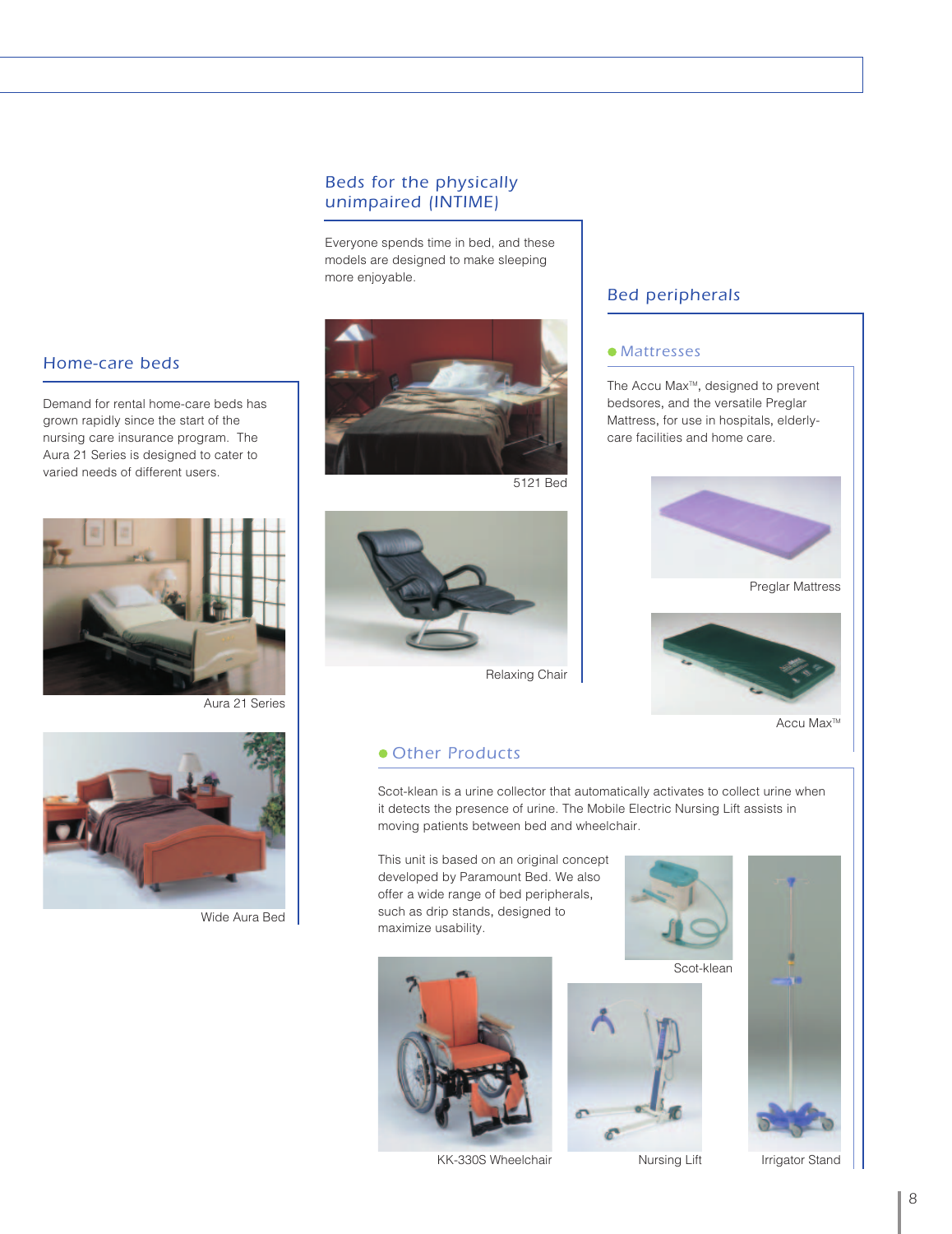## Home-care beds

Demand for rental home-care beds has grown rapidly since the start of the nursing care insurance program. The Aura 21 Series is designed to cater to varied needs of different users.

Aura 21 Series

Wide Aura Bed

## Beds for the physically unimpaired (INTIME)

Everyone spends time in bed, and these models are designed to make sleeping more enjoyable.

5121 Bed

Relaxing Chair

## Bed peripherals

### Mattresses

The Accu Max™, designed to prevent bedsores, and the versatile Preglar Mattress, for use in hospitals, elderly-care facilities and home care.

Preglar Mattress

Accu Max™

### Other Products

Scot-klean is a urine collector that automatically activates to collect urine when it detects the presence of urine. The Mobile Electric Nursing Lift assists in moving patients between bed and wheelchair.

This unit is based on an original concept developed by Paramount Bed. We also offer a wide range of bed peripherals, such as drip stands, designed to maximize usability.

Scot-klean

KK-330S Wheelchair

Nursing Lift

Irrigator Stand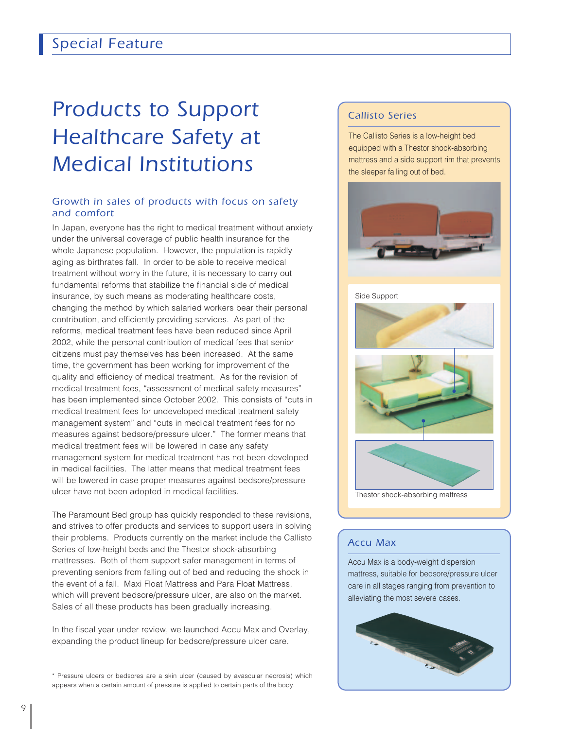# Products to Support Healthcare Safety at Medical Institutions

## Growth in sales of products with focus on safety and comfort

In Japan, everyone has the right to medical treatment without anxiety under the universal coverage of public health insurance for the whole Japanese population. However, the population is rapidly aging as birthrates fall. In order to be able to receive medical treatment without worry in the future, it is necessary to carry out fundamental reforms that stabilize the financial side of medical insurance, by such means as moderating healthcare costs, changing the method by which salaried workers bear their personal contribution, and efficiently providing services. As part of the reforms, medical treatment fees have been reduced since April 2002, while the personal contribution of medical fees that senior citizens must pay themselves has been increased. At the same time, the government has been working for improvement of the quality and efficiency of medical treatment. As for the revision of medical treatment fees, "assessment of medical safety measures" has been implemented since October 2002. This consists of "cuts in medical treatment fees for undeveloped medical treatment safety management system" and "cuts in medical treatment fees for no measures against bedsore/pressure ulcer." The former means that medical treatment fees will be lowered in case any safety management system for medical treatment has not been developed in medical facilities. The latter means that medical treatment fees will be lowered in case proper measures against bedsore/pressure ulcer have not been adopted in medical facilities.

The Paramount Bed group has quickly responded to these revisions, and strives to offer products and services to support users in solving their problems. Products currently on the market include the Callisto Series of low-height beds and the Thestor shock-absorbing mattresses. Both of them support safer management in terms of preventing seniors from falling out of bed and reducing the shock in the event of a fall. Maxi Float Mattress and Para Float Mattress, which will prevent bedsore/pressure ulcer, are also on the market. Sales of all these products has been gradually increasing.

In the fiscal year under review, we launched Accu Max and Overlay, expanding the product lineup for bedsore/pressure ulcer care.

\* Pressure ulcers or bedsores are a skin ulcer (caused by avascular necrosis) which appears when a certain amount of pressure is applied to certain parts of the body.

### Callisto Series

The Callisto Series is a low-height bed equipped with a Thestor shock-absorbing mattress and a side support rim that prevents the sleeper falling out of bed.

Side Support

Thestor shock-absorbing mattress

### Accu Max

Accu Max is a body-weight dispersion mattress, suitable for bedsore/pressure ulcer care in all stages ranging from prevention to alleviating the most severe cases.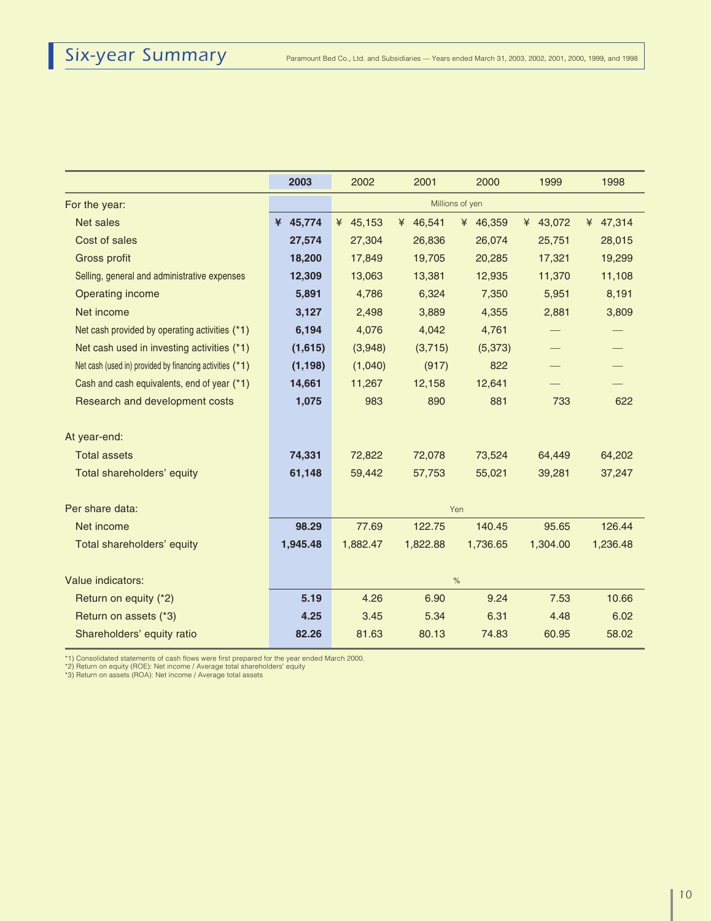# Six-year Summary

Paramount Bed Co., Ltd. and Subsidiaries — Years ended March 31, 2003, 2002, 2001, 2000, 1999, and 1998

| | **2003** | 2002 | 2001 | 2000 | 1999 | 1998 |
|---|---|---|---|---|---|---|
| For the year: | | Millions of yen | | | | |
| Net sales | **¥ 45,774** | ¥ 45,153 | ¥ 46,541 | ¥ 46,359 | ¥ 43,072 | ¥ 47,314 |
| Cost of sales | **27,574** | 27,304 | 26,836 | 26,074 | 25,751 | 28,015 |
| Gross profit | **18,200** | 17,849 | 19,705 | 20,285 | 17,321 | 19,299 |
| Selling, general and administrative expenses | **12,309** | 13,063 | 13,381 | 12,935 | 11,370 | 11,108 |
| Operating income | **5,891** | 4,786 | 6,324 | 7,350 | 5,951 | 8,191 |
| Net income | **3,127** | 2,498 | 3,889 | 4,355 | 2,881 | 3,809 |
| Net cash provided by operating activities (*1) | **6,194** | 4,076 | 4,042 | 4,761 | — | — |
| Net cash used in investing activities (*1) | **(1,615)** | (3,948) | (3,715) | (5,373) | — | — |
| Net cash (used in) provided by financing activities (*1) | **(1,198)** | (1,040) | (917) | 822 | — | — |
| Cash and cash equivalents, end of year (*1) | **14,661** | 11,267 | 12,158 | 12,641 | — | — |
| Research and development costs | **1,075** | 983 | 890 | 881 | 733 | 622 |
| At year-end: | | | | | | |
| Total assets | **74,331** | 72,822 | 72,078 | 73,524 | 64,449 | 64,202 |
| Total shareholders' equity | **61,148** | 59,442 | 57,753 | 55,021 | 39,281 | 37,247 |
| Per share data: | | Yen | | | | |
| Net income | **98.29** | 77.69 | 122.75 | 140.45 | 95.65 | 126.44 |
| Total shareholders' equity | **1,945.48** | 1,882.47 | 1,822.88 | 1,736.65 | 1,304.00 | 1,236.48 |
| Value indicators: | | % | | | | |
| Return on equity (*2) | **5.19** | 4.26 | 6.90 | 9.24 | 7.53 | 10.66 |
| Return on assets (*3) | **4.25** | 3.45 | 5.34 | 6.31 | 4.48 | 6.02 |
| Shareholders' equity ratio | **82.26** | 81.63 | 80.13 | 74.83 | 60.95 | 58.02 |

*1) Consolidated statements of cash flows were first prepared for the year ended March 2000.
*2) Return on equity (ROE): Net income / Average total shareholders' equity
*3) Return on assets (ROA): Net income / Average total assets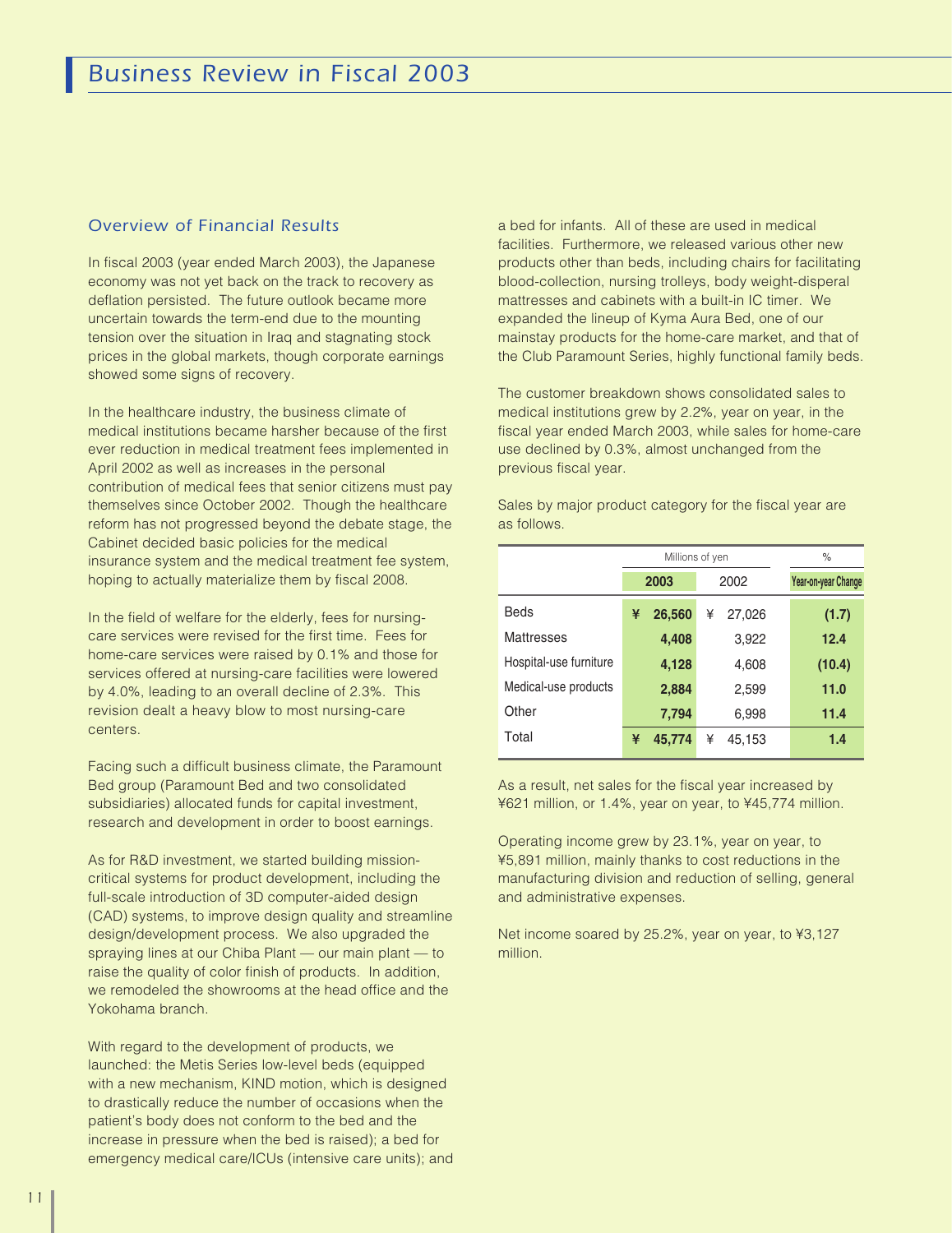# Business Review in Fiscal 2003

## Overview of Financial Results

In fiscal 2003 (year ended March 2003), the Japanese economy was not yet back on the track to recovery as deflation persisted. The future outlook became more uncertain towards the term-end due to the mounting tension over the situation in Iraq and stagnating stock prices in the global markets, though corporate earnings showed some signs of recovery.

In the healthcare industry, the business climate of medical institutions became harsher because of the first ever reduction in medical treatment fees implemented in April 2002 as well as increases in the personal contribution of medical fees that senior citizens must pay themselves since October 2002. Though the healthcare reform has not progressed beyond the debate stage, the Cabinet decided basic policies for the medical insurance system and the medical treatment fee system, hoping to actually materialize them by fiscal 2008.

In the field of welfare for the elderly, fees for nursing-care services were revised for the first time. Fees for home-care services were raised by 0.1% and those for services offered at nursing-care facilities were lowered by 4.0%, leading to an overall decline of 2.3%. This revision dealt a heavy blow to most nursing-care centers.

Facing such a difficult business climate, the Paramount Bed group (Paramount Bed and two consolidated subsidiaries) allocated funds for capital investment, research and development in order to boost earnings.

As for R&D investment, we started building mission-critical systems for product development, including the full-scale introduction of 3D computer-aided design (CAD) systems, to improve design quality and streamline design/development process. We also upgraded the spraying lines at our Chiba Plant — our main plant — to raise the quality of color finish of products. In addition, we remodeled the showrooms at the head office and the Yokohama branch.

With regard to the development of products, we launched: the Metis Series low-level beds (equipped with a new mechanism, KIND motion, which is designed to drastically reduce the number of occasions when the patient's body does not conform to the bed and the increase in pressure when the bed is raised); a bed for emergency medical care/ICUs (intensive care units); and a bed for infants. All of these are used in medical facilities. Furthermore, we released various other new products other than beds, including chairs for facilitating blood-collection, nursing trolleys, body weight-disperal mattresses and cabinets with a built-in IC timer. We expanded the lineup of Kyma Aura Bed, one of our mainstay products for the home-care market, and that of the Club Paramount Series, highly functional family beds.

The customer breakdown shows consolidated sales to medical institutions grew by 2.2%, year on year, in the fiscal year ended March 2003, while sales for home-care use declined by 0.3%, almost unchanged from the previous fiscal year.

Sales by major product category for the fiscal year are as follows.

| | Millions of yen | | % |
|---|---|---|---|
| | **2003** | 2002 | **Year-on-year Change** |
| Beds | **¥ 26,560** | ¥ 27,026 | **(1.7)** |
| Mattresses | **4,408** | 3,922 | **12.4** |
| Hospital-use furniture | **4,128** | 4,608 | **(10.4)** |
| Medical-use products | **2,884** | 2,599 | **11.0** |
| Other | **7,794** | 6,998 | **11.4** |
| Total | **¥ 45,774** | ¥ 45,153 | **1.4** |

As a result, net sales for the fiscal year increased by ¥621 million, or 1.4%, year on year, to ¥45,774 million.

Operating income grew by 23.1%, year on year, to ¥5,891 million, mainly thanks to cost reductions in the manufacturing division and reduction of selling, general and administrative expenses.

Net income soared by 25.2%, year on year, to ¥3,127 million.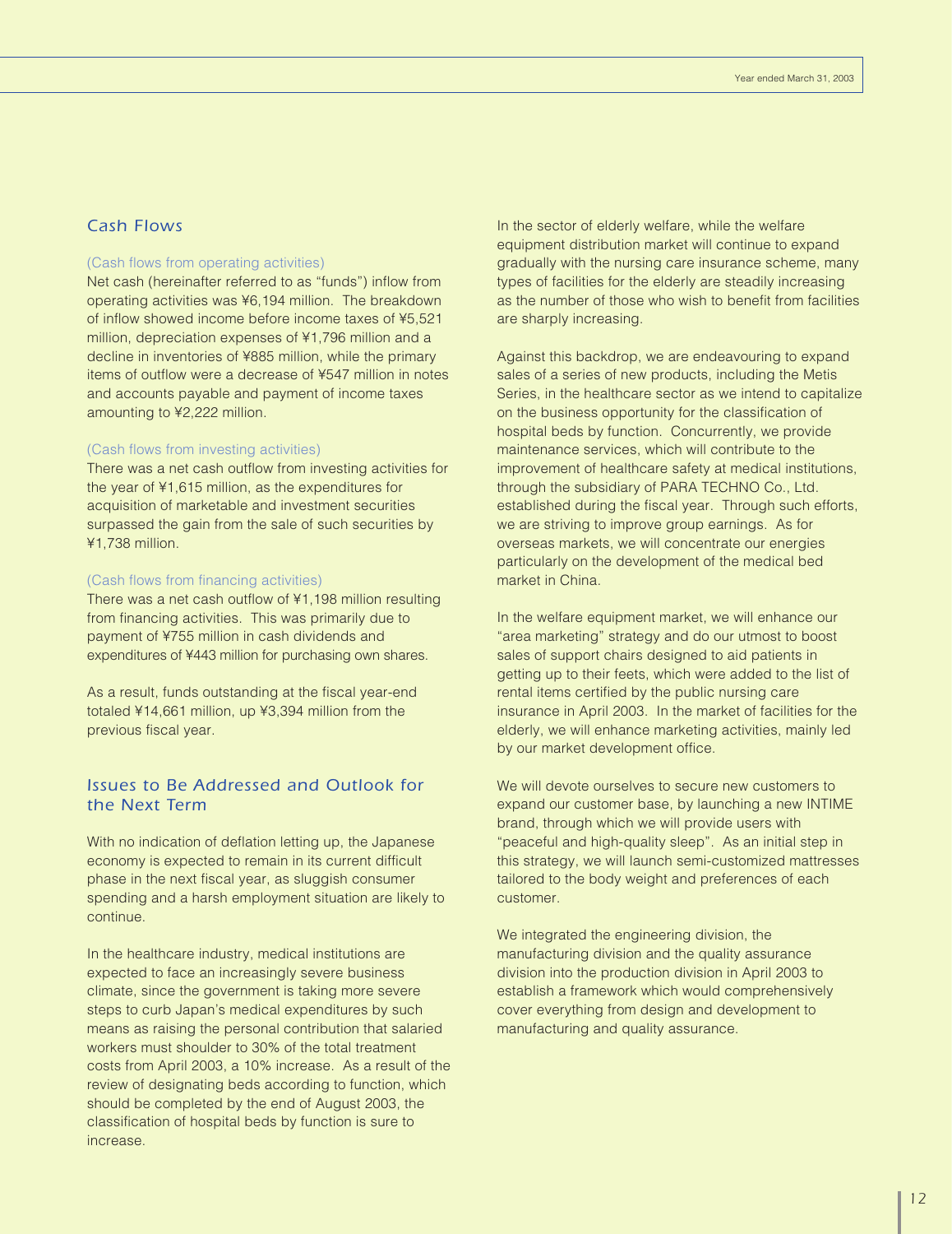## Cash Flows

### (Cash flows from operating activities)

Net cash (hereinafter referred to as "funds") inflow from operating activities was ¥6,194 million. The breakdown of inflow showed income before income taxes of ¥5,521 million, depreciation expenses of ¥1,796 million and a decline in inventories of ¥885 million, while the primary items of outflow were a decrease of ¥547 million in notes and accounts payable and payment of income taxes amounting to ¥2,222 million.

### (Cash flows from investing activities)

There was a net cash outflow from investing activities for the year of ¥1,615 million, as the expenditures for acquisition of marketable and investment securities surpassed the gain from the sale of such securities by ¥1,738 million.

### (Cash flows from financing activities)

There was a net cash outflow of ¥1,198 million resulting from financing activities. This was primarily due to payment of ¥755 million in cash dividends and expenditures of ¥443 million for purchasing own shares.

As a result, funds outstanding at the fiscal year-end totaled ¥14,661 million, up ¥3,394 million from the previous fiscal year.

## Issues to Be Addressed and Outlook for the Next Term

With no indication of deflation letting up, the Japanese economy is expected to remain in its current difficult phase in the next fiscal year, as sluggish consumer spending and a harsh employment situation are likely to continue.

In the healthcare industry, medical institutions are expected to face an increasingly severe business climate, since the government is taking more severe steps to curb Japan's medical expenditures by such means as raising the personal contribution that salaried workers must shoulder to 30% of the total treatment costs from April 2003, a 10% increase. As a result of the review of designating beds according to function, which should be completed by the end of August 2003, the classification of hospital beds by function is sure to increase.

In the sector of elderly welfare, while the welfare equipment distribution market will continue to expand gradually with the nursing care insurance scheme, many types of facilities for the elderly are steadily increasing as the number of those who wish to benefit from facilities are sharply increasing.

Against this backdrop, we are endeavouring to expand sales of a series of new products, including the Metis Series, in the healthcare sector as we intend to capitalize on the business opportunity for the classification of hospital beds by function. Concurrently, we provide maintenance services, which will contribute to the improvement of healthcare safety at medical institutions, through the subsidiary of PARA TECHNO Co., Ltd. established during the fiscal year. Through such efforts, we are striving to improve group earnings. As for overseas markets, we will concentrate our energies particularly on the development of the medical bed market in China.

In the welfare equipment market, we will enhance our "area marketing" strategy and do our utmost to boost sales of support chairs designed to aid patients in getting up to their feets, which were added to the list of rental items certified by the public nursing care insurance in April 2003. In the market of facilities for the elderly, we will enhance marketing activities, mainly led by our market development office.

We will devote ourselves to secure new customers to expand our customer base, by launching a new INTIME brand, through which we will provide users with "peaceful and high-quality sleep". As an initial step in this strategy, we will launch semi-customized mattresses tailored to the body weight and preferences of each customer.

We integrated the engineering division, the manufacturing division and the quality assurance division into the production division in April 2003 to establish a framework which would comprehensively cover everything from design and development to manufacturing and quality assurance.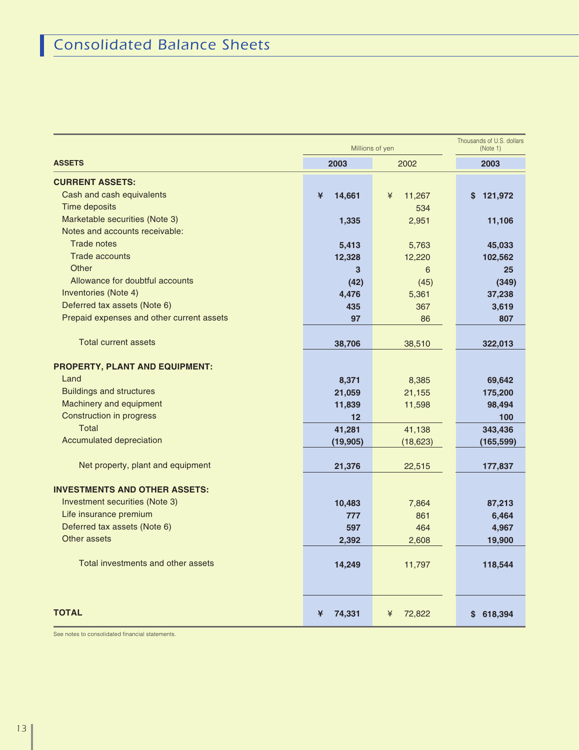# Consolidated Balance Sheets

| | Millions of yen | | Thousands of U.S. dollars (Note 1) |
|---|---|---|---|
| **ASSETS** | **2003** | 2002 | **2003** |
| **CURRENT ASSETS:** | | | |
| Cash and cash equivalents | **¥ 14,661** | ¥ 11,267 | **$ 121,972** |
| Time deposits | | 534 | |
| Marketable securities (Note 3) | **1,335** | 2,951 | **11,106** |
| Notes and accounts receivable: | | | |
| Trade notes | **5,413** | 5,763 | **45,033** |
| Trade accounts | **12,328** | 12,220 | **102,562** |
| Other | **3** | 6 | **25** |
| Allowance for doubtful accounts | **(42)** | (45) | **(349)** |
| Inventories (Note 4) | **4,476** | 5,361 | **37,238** |
| Deferred tax assets (Note 6) | **435** | 367 | **3,619** |
| Prepaid expenses and other current assets | **97** | 86 | **807** |
| Total current assets | **38,706** | 38,510 | **322,013** |
| **PROPERTY, PLANT AND EQUIPMENT:** | | | |
| Land | **8,371** | 8,385 | **69,642** |
| Buildings and structures | **21,059** | 21,155 | **175,200** |
| Machinery and equipment | **11,839** | 11,598 | **98,494** |
| Construction in progress | **12** | | **100** |
| Total | **41,281** | 41,138 | **343,436** |
| Accumulated depreciation | **(19,905)** | (18,623) | **(165,599)** |
| Net property, plant and equipment | **21,376** | 22,515 | **177,837** |
| **INVESTMENTS AND OTHER ASSETS:** | | | |
| Investment securities (Note 3) | **10,483** | 7,864 | **87,213** |
| Life insurance premium | **777** | 861 | **6,464** |
| Deferred tax assets (Note 6) | **597** | 464 | **4,967** |
| Other assets | **2,392** | 2,608 | **19,900** |
| Total investments and other assets | **14,249** | 11,797 | **118,544** |
| **TOTAL** | **¥ 74,331** | ¥ 72,822 | **$ 618,394** |

See notes to consolidated financial statements.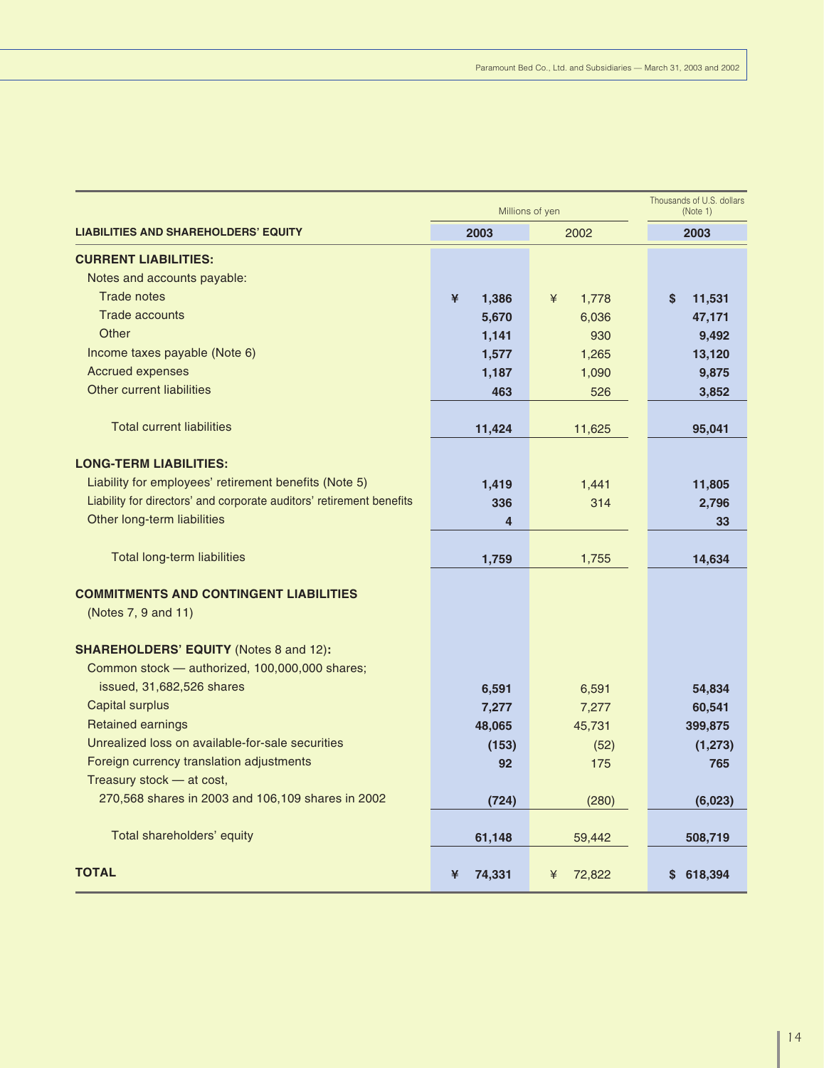| LIABILITIES AND SHAREHOLDERS' EQUITY | Millions of yen | | Thousands of U.S. dollars (Note 1) |
|---|---|---|---|
| | 2003 | 2002 | 2003 |
| **CURRENT LIABILITIES:** | | | |
| Notes and accounts payable: | | | |
| Trade notes | ¥ 1,386 | ¥ 1,778 | $ 11,531 |
| Trade accounts | 5,670 | 6,036 | 47,171 |
| Other | 1,141 | 930 | 9,492 |
| Income taxes payable (Note 6) | 1,577 | 1,265 | 13,120 |
| Accrued expenses | 1,187 | 1,090 | 9,875 |
| Other current liabilities | 463 | 526 | 3,852 |
| Total current liabilities | 11,424 | 11,625 | 95,041 |
| **LONG-TERM LIABILITIES:** | | | |
| Liability for employees' retirement benefits (Note 5) | 1,419 | 1,441 | 11,805 |
| Liability for directors' and corporate auditors' retirement benefits | 336 | 314 | 2,796 |
| Other long-term liabilities | 4 | | 33 |
| Total long-term liabilities | 1,759 | 1,755 | 14,634 |
| **COMMITMENTS AND CONTINGENT LIABILITIES** (Notes 7, 9 and 11) | | | |
| **SHAREHOLDERS' EQUITY** (Notes 8 and 12)**:** | | | |
| Common stock — authorized, 100,000,000 shares; issued, 31,682,526 shares | 6,591 | 6,591 | 54,834 |
| Capital surplus | 7,277 | 7,277 | 60,541 |
| Retained earnings | 48,065 | 45,731 | 399,875 |
| Unrealized loss on available-for-sale securities | (153) | (52) | (1,273) |
| Foreign currency translation adjustments | 92 | 175 | 765 |
| Treasury stock — at cost, 270,568 shares in 2003 and 106,109 shares in 2002 | (724) | (280) | (6,023) |
| Total shareholders' equity | 61,148 | 59,442 | 508,719 |
| **TOTAL** | ¥ 74,331 | ¥ 72,822 | $ 618,394 |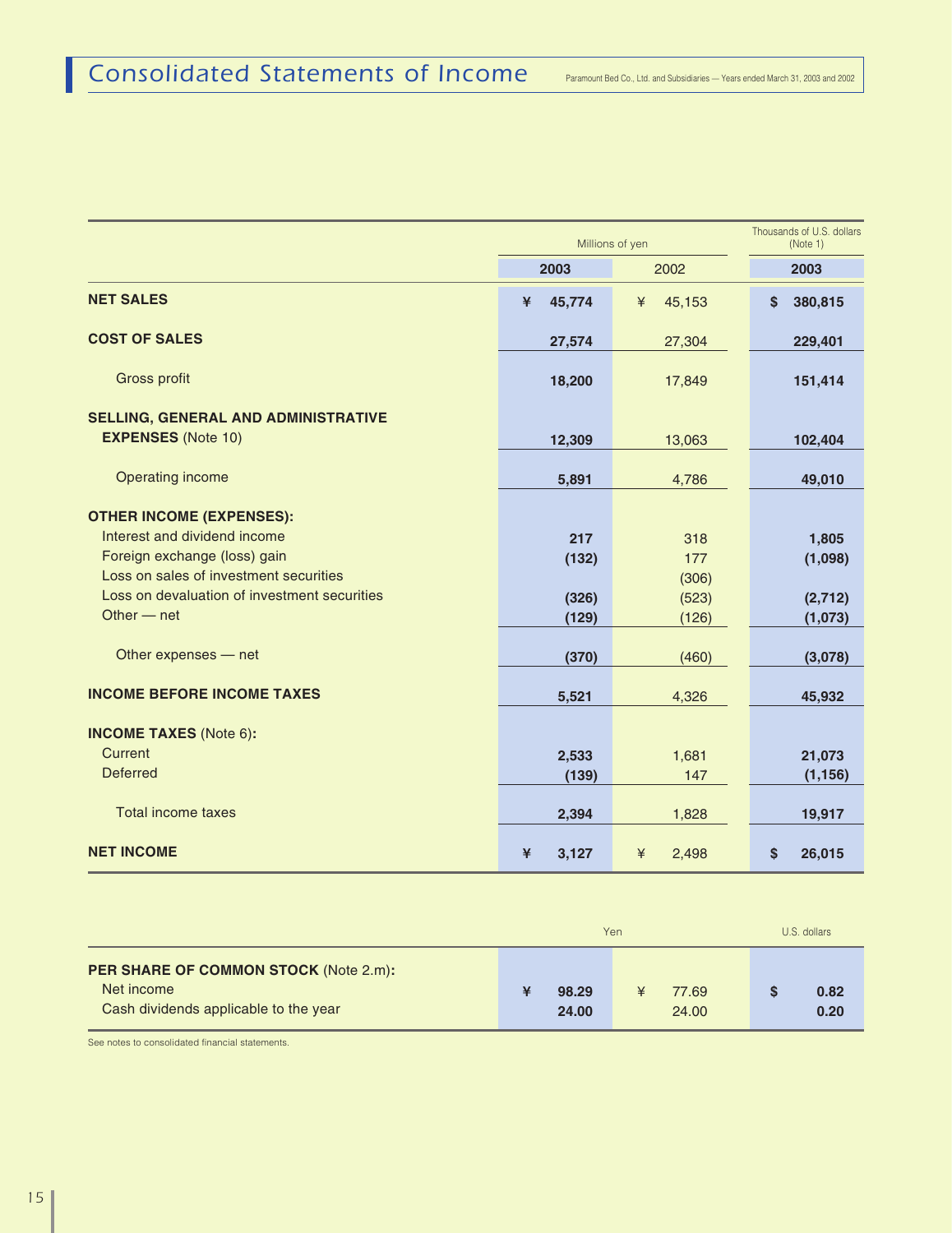# Consolidated Statements of Income

Paramount Bed Co., Ltd. and Subsidiaries — Years ended March 31, 2003 and 2002

| | Millions of yen | | Thousands of U.S. dollars (Note 1) |
|---|---|---|---|
| | **2003** | 2002 | **2003** |
| **NET SALES** | **¥ 45,774** | ¥ 45,153 | **$ 380,815** |
| **COST OF SALES** | **27,574** | 27,304 | **229,401** |
| Gross profit | **18,200** | 17,849 | **151,414** |
| **SELLING, GENERAL AND ADMINISTRATIVE EXPENSES** (Note 10) | **12,309** | 13,063 | **102,404** |
| Operating income | **5,891** | 4,786 | **49,010** |
| **OTHER INCOME (EXPENSES):** | | | |
| Interest and dividend income | **217** | 318 | **1,805** |
| Foreign exchange (loss) gain | **(132)** | 177 | **(1,098)** |
| Loss on sales of investment securities | | (306) | |
| Loss on devaluation of investment securities | **(326)** | (523) | **(2,712)** |
| Other — net | **(129)** | (126) | **(1,073)** |
| Other expenses — net | **(370)** | (460) | **(3,078)** |
| **INCOME BEFORE INCOME TAXES** | **5,521** | 4,326 | **45,932** |
| **INCOME TAXES** (Note 6)**:** | | | |
| Current | **2,533** | 1,681 | **21,073** |
| Deferred | **(139)** | 147 | **(1,156)** |
| Total income taxes | **2,394** | 1,828 | **19,917** |
| **NET INCOME** | **¥ 3,127** | ¥ 2,498 | **$ 26,015** |

| | Yen | | U.S. dollars |
|---|---|---|---|
| **PER SHARE OF COMMON STOCK** (Note 2.m)**:** | | | |
| Net income | **¥ 98.29** | ¥ 77.69 | **$ 0.82** |
| Cash dividends applicable to the year | **24.00** | 24.00 | **0.20** |

See notes to consolidated financial statements.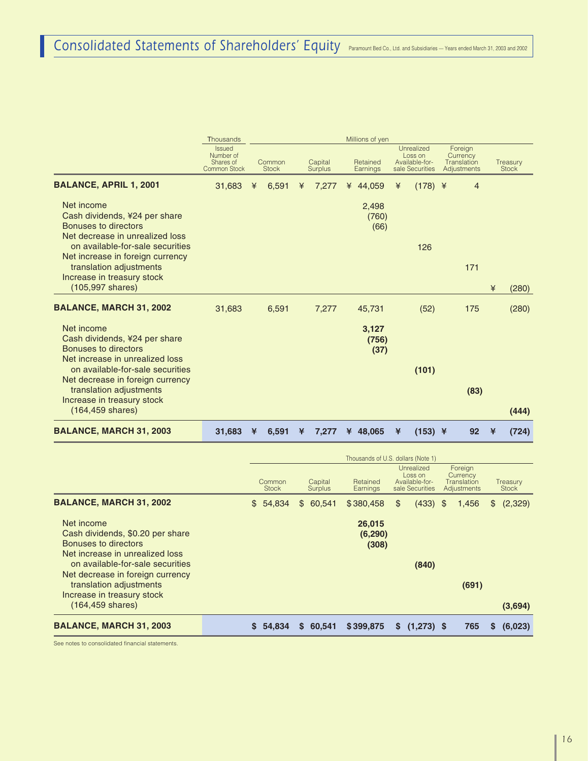# Consolidated Statements of Shareholders' Equity

Paramount Bed Co., Ltd. and Subsidiaries — Years ended March 31, 2003 and 2002

| | Thousands | Millions of yen | | | | | |
|---|---|---|---|---|---|---|---|
| | Issued Number of Shares of Common Stock | Common Stock | Capital Surplus | Retained Earnings | Unrealized Loss on Available-for-sale Securities | Foreign Currency Translation Adjustments | Treasury Stock |
| **BALANCE, APRIL 1, 2001** | 31,683 | ¥ 6,591 | ¥ 7,277 | ¥ 44,059 | ¥ (178) | ¥ 4 | |
| Net income | | | | 2,498 | | | |
| Cash dividends, ¥24 per share | | | | (760) | | | |
| Bonuses to directors | | | | (66) | | | |
| Net decrease in unrealized loss on available-for-sale securities | | | | | 126 | | |
| Net increase in foreign currency translation adjustments | | | | | | 171 | |
| Increase in treasury stock (105,997 shares) | | | | | | | ¥ (280) |
| **BALANCE, MARCH 31, 2002** | 31,683 | 6,591 | 7,277 | 45,731 | (52) | 175 | (280) |
| Net income | | | | **3,127** | | | |
| Cash dividends, ¥24 per share | | | | **(756)** | | | |
| Bonuses to directors | | | | **(37)** | | | |
| Net increase in unrealized loss on available-for-sale securities | | | | | **(101)** | | |
| Net decrease in foreign currency translation adjustments | | | | | | **(83)** | |
| Increase in treasury stock (164,459 shares) | | | | | | | **(444)** |
| **BALANCE, MARCH 31, 2003** | **31,683** | **¥ 6,591** | **¥ 7,277** | **¥ 48,065** | **¥ (153)** | **¥ 92** | **¥ (724)** |

| | Thousands of U.S. dollars (Note 1) | | | | | |
|---|---|---|---|---|---|---|
| | Common Stock | Capital Surplus | Retained Earnings | Unrealized Loss on Available-for-sale Securities | Foreign Currency Translation Adjustments | Treasury Stock |
| **BALANCE, MARCH 31, 2002** | $ 54,834 | $ 60,541 | $ 380,458 | $ (433) | $ 1,456 | $ (2,329) |
| Net income | | | **26,015** | | | |
| Cash dividends, $0.20 per share | | | **(6,290)** | | | |
| Bonuses to directors | | | **(308)** | | | |
| Net increase in unrealized loss on available-for-sale securities | | | | **(840)** | | |
| Net decrease in foreign currency translation adjustments | | | | | **(691)** | |
| Increase in treasury stock (164,459 shares) | | | | | | **(3,694)** |
| **BALANCE, MARCH 31, 2003** | **$ 54,834** | **$ 60,541** | **$ 399,875** | **$ (1,273)** | **$ 765** | **$ (6,023)** |

See notes to consolidated financial statements.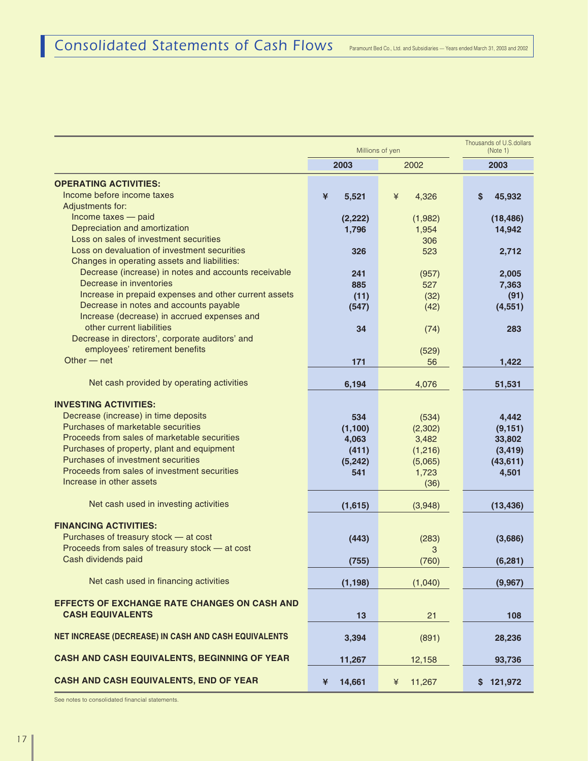# Consolidated Statements of Cash Flows

Paramount Bed Co., Ltd. and Subsidiaries — Years ended March 31, 2003 and 2002

| | Millions of yen | | Thousands of U.S.dollars (Note 1) |
|---|---|---|---|
| | 2003 | 2002 | 2003 |
| **OPERATING ACTIVITIES:** | | | |
| Income before income taxes | ¥ 5,521 | ¥ 4,326 | $ 45,932 |
| Adjustments for: | | | |
| Income taxes — paid | (2,222) | (1,982) | (18,486) |
| Depreciation and amortization | 1,796 | 1,954 | 14,942 |
| Loss on sales of investment securities | | 306 | |
| Loss on devaluation of investment securities | 326 | 523 | 2,712 |
| Changes in operating assets and liabilities: | | | |
| Decrease (increase) in notes and accounts receivable | 241 | (957) | 2,005 |
| Decrease in inventories | 885 | 527 | 7,363 |
| Increase in prepaid expenses and other current assets | (11) | (32) | (91) |
| Decrease in notes and accounts payable | (547) | (42) | (4,551) |
| Increase (decrease) in accrued expenses and other current liabilities | 34 | (74) | 283 |
| Decrease in directors', corporate auditors' and employees' retirement benefits | | (529) | |
| Other — net | 171 | 56 | 1,422 |
| Net cash provided by operating activities | 6,194 | 4,076 | 51,531 |
| **INVESTING ACTIVITIES:** | | | |
| Decrease (increase) in time deposits | 534 | (534) | 4,442 |
| Purchases of marketable securities | (1,100) | (2,302) | (9,151) |
| Proceeds from sales of marketable securities | 4,063 | 3,482 | 33,802 |
| Purchases of property, plant and equipment | (411) | (1,216) | (3,419) |
| Purchases of investment securities | (5,242) | (5,065) | (43,611) |
| Proceeds from sales of investment securities | 541 | 1,723 | 4,501 |
| Increase in other assets | | (36) | |
| Net cash used in investing activities | (1,615) | (3,948) | (13,436) |
| **FINANCING ACTIVITIES:** | | | |
| Purchases of treasury stock — at cost | (443) | (283) | (3,686) |
| Proceeds from sales of treasury stock — at cost | | 3 | |
| Cash dividends paid | (755) | (760) | (6,281) |
| Net cash used in financing activities | (1,198) | (1,040) | (9,967) |
| **EFFECTS OF EXCHANGE RATE CHANGES ON CASH AND CASH EQUIVALENTS** | 13 | 21 | 108 |
| **NET INCREASE (DECREASE) IN CASH AND CASH EQUIVALENTS** | 3,394 | (891) | 28,236 |
| **CASH AND CASH EQUIVALENTS, BEGINNING OF YEAR** | 11,267 | 12,158 | 93,736 |
| **CASH AND CASH EQUIVALENTS, END OF YEAR** | ¥ 14,661 | ¥ 11,267 | $ 121,972 |

See notes to consolidated financial statements.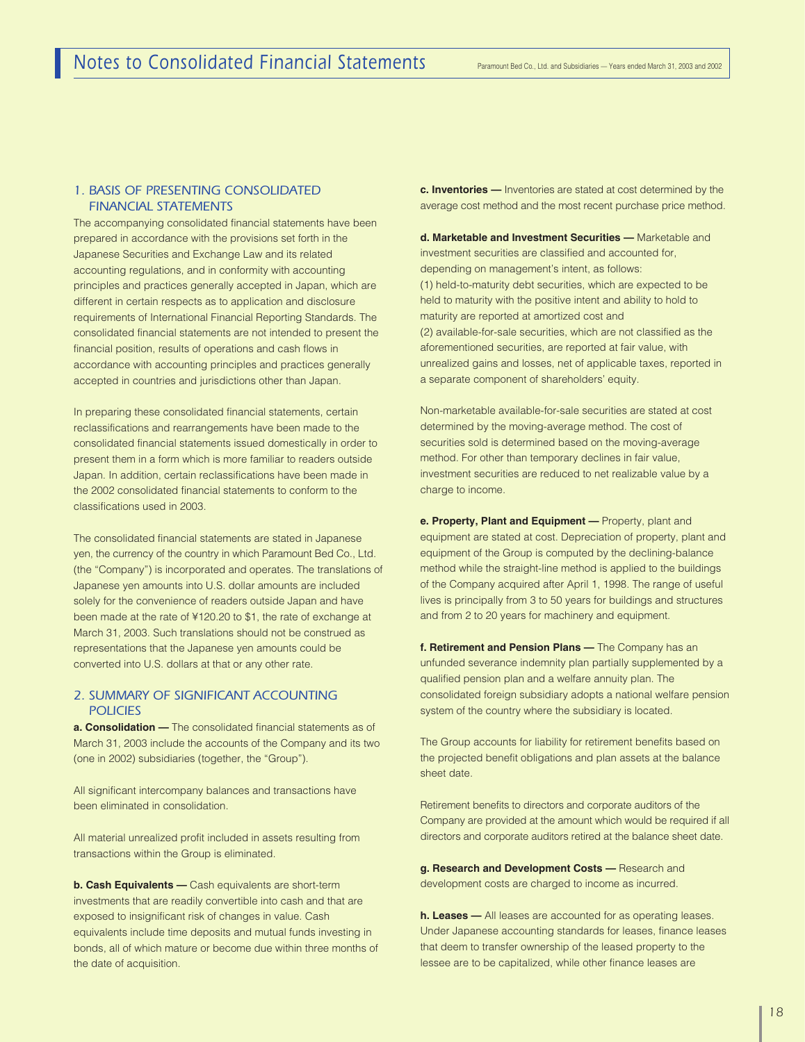# Notes to Consolidated Financial Statements

## 1. BASIS OF PRESENTING CONSOLIDATED FINANCIAL STATEMENTS

The accompanying consolidated financial statements have been prepared in accordance with the provisions set forth in the Japanese Securities and Exchange Law and its related accounting regulations, and in conformity with accounting principles and practices generally accepted in Japan, which are different in certain respects as to application and disclosure requirements of International Financial Reporting Standards. The consolidated financial statements are not intended to present the financial position, results of operations and cash flows in accordance with accounting principles and practices generally accepted in countries and jurisdictions other than Japan.

In preparing these consolidated financial statements, certain reclassifications and rearrangements have been made to the consolidated financial statements issued domestically in order to present them in a form which is more familiar to readers outside Japan. In addition, certain reclassifications have been made in the 2002 consolidated financial statements to conform to the classifications used in 2003.

The consolidated financial statements are stated in Japanese yen, the currency of the country in which Paramount Bed Co., Ltd. (the "Company") is incorporated and operates. The translations of Japanese yen amounts into U.S. dollar amounts are included solely for the convenience of readers outside Japan and have been made at the rate of ¥120.20 to $1, the rate of exchange at March 31, 2003. Such translations should not be construed as representations that the Japanese yen amounts could be converted into U.S. dollars at that or any other rate.

## 2. SUMMARY OF SIGNIFICANT ACCOUNTING POLICIES

**a. Consolidation —** The consolidated financial statements as of March 31, 2003 include the accounts of the Company and its two (one in 2002) subsidiaries (together, the "Group").

All significant intercompany balances and transactions have been eliminated in consolidation.

All material unrealized profit included in assets resulting from transactions within the Group is eliminated.

**b. Cash Equivalents —** Cash equivalents are short-term investments that are readily convertible into cash and that are exposed to insignificant risk of changes in value. Cash equivalents include time deposits and mutual funds investing in bonds, all of which mature or become due within three months of the date of acquisition.

**c. Inventories —** Inventories are stated at cost determined by the average cost method and the most recent purchase price method.

**d. Marketable and Investment Securities —** Marketable and investment securities are classified and accounted for, depending on management's intent, as follows:
(1) held-to-maturity debt securities, which are expected to be held to maturity with the positive intent and ability to hold to maturity are reported at amortized cost and
(2) available-for-sale securities, which are not classified as the aforementioned securities, are reported at fair value, with unrealized gains and losses, net of applicable taxes, reported in a separate component of shareholders' equity.

Non-marketable available-for-sale securities are stated at cost determined by the moving-average method. The cost of securities sold is determined based on the moving-average method. For other than temporary declines in fair value, investment securities are reduced to net realizable value by a charge to income.

**e. Property, Plant and Equipment —** Property, plant and equipment are stated at cost. Depreciation of property, plant and equipment of the Group is computed by the declining-balance method while the straight-line method is applied to the buildings of the Company acquired after April 1, 1998. The range of useful lives is principally from 3 to 50 years for buildings and structures and from 2 to 20 years for machinery and equipment.

**f. Retirement and Pension Plans —** The Company has an unfunded severance indemnity plan partially supplemented by a qualified pension plan and a welfare annuity plan. The consolidated foreign subsidiary adopts a national welfare pension system of the country where the subsidiary is located.

The Group accounts for liability for retirement benefits based on the projected benefit obligations and plan assets at the balance sheet date.

Retirement benefits to directors and corporate auditors of the Company are provided at the amount which would be required if all directors and corporate auditors retired at the balance sheet date.

**g. Research and Development Costs —** Research and development costs are charged to income as incurred.

**h. Leases —** All leases are accounted for as operating leases. Under Japanese accounting standards for leases, finance leases that deem to transfer ownership of the leased property to the lessee are to be capitalized, while other finance leases are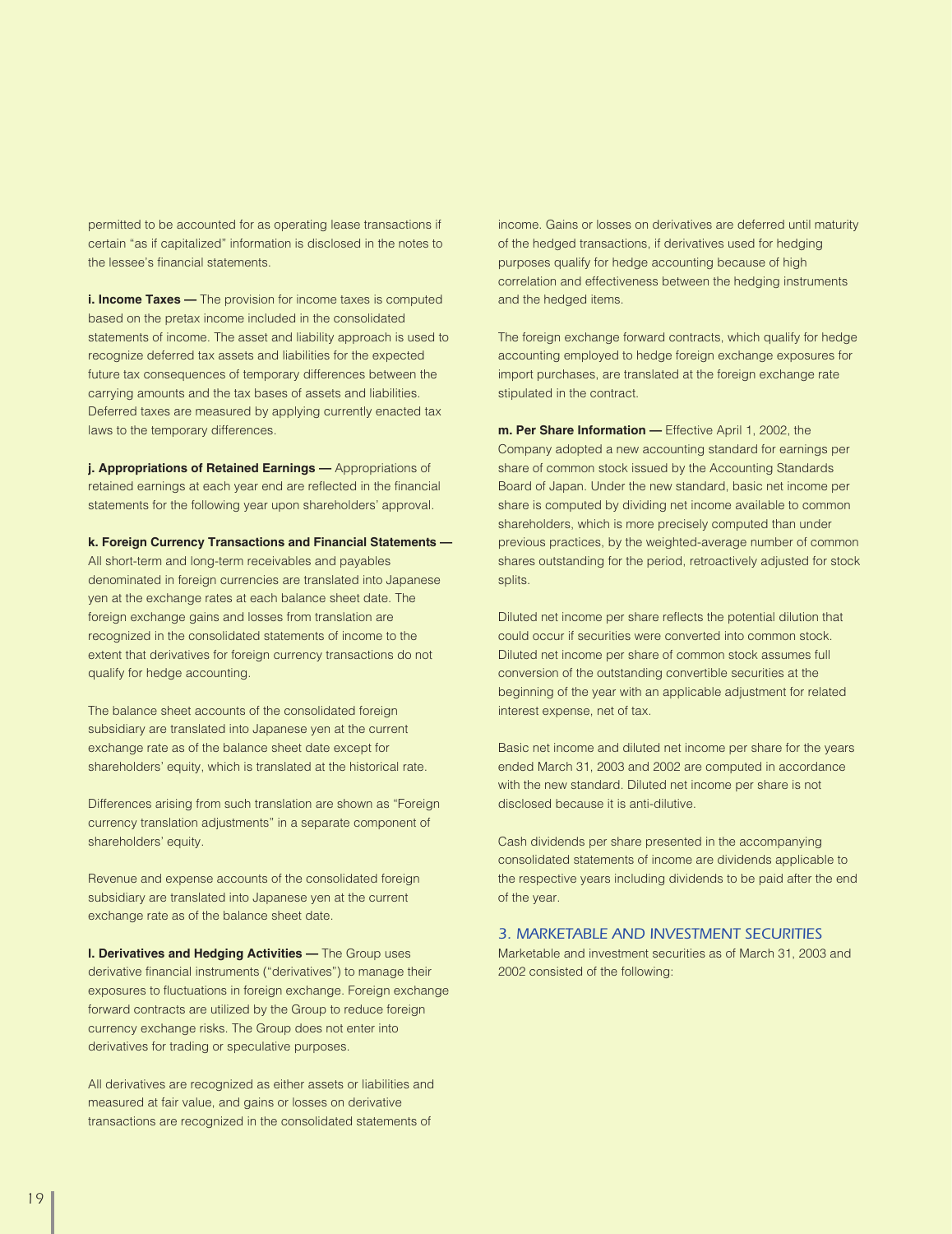permitted to be accounted for as operating lease transactions if certain "as if capitalized" information is disclosed in the notes to the lessee's financial statements.

**i. Income Taxes —** The provision for income taxes is computed based on the pretax income included in the consolidated statements of income. The asset and liability approach is used to recognize deferred tax assets and liabilities for the expected future tax consequences of temporary differences between the carrying amounts and the tax bases of assets and liabilities. Deferred taxes are measured by applying currently enacted tax laws to the temporary differences.

**j. Appropriations of Retained Earnings —** Appropriations of retained earnings at each year end are reflected in the financial statements for the following year upon shareholders' approval.

**k. Foreign Currency Transactions and Financial Statements —** All short-term and long-term receivables and payables denominated in foreign currencies are translated into Japanese yen at the exchange rates at each balance sheet date. The foreign exchange gains and losses from translation are recognized in the consolidated statements of income to the extent that derivatives for foreign currency transactions do not qualify for hedge accounting.

The balance sheet accounts of the consolidated foreign subsidiary are translated into Japanese yen at the current exchange rate as of the balance sheet date except for shareholders' equity, which is translated at the historical rate.

Differences arising from such translation are shown as "Foreign currency translation adjustments" in a separate component of shareholders' equity.

Revenue and expense accounts of the consolidated foreign subsidiary are translated into Japanese yen at the current exchange rate as of the balance sheet date.

**l. Derivatives and Hedging Activities —** The Group uses derivative financial instruments ("derivatives") to manage their exposures to fluctuations in foreign exchange. Foreign exchange forward contracts are utilized by the Group to reduce foreign currency exchange risks. The Group does not enter into derivatives for trading or speculative purposes.

All derivatives are recognized as either assets or liabilities and measured at fair value, and gains or losses on derivative transactions are recognized in the consolidated statements of income. Gains or losses on derivatives are deferred until maturity of the hedged transactions, if derivatives used for hedging purposes qualify for hedge accounting because of high correlation and effectiveness between the hedging instruments and the hedged items.

The foreign exchange forward contracts, which qualify for hedge accounting employed to hedge foreign exchange exposures for import purchases, are translated at the foreign exchange rate stipulated in the contract.

**m. Per Share Information —** Effective April 1, 2002, the Company adopted a new accounting standard for earnings per share of common stock issued by the Accounting Standards Board of Japan. Under the new standard, basic net income per share is computed by dividing net income available to common shareholders, which is more precisely computed than under previous practices, by the weighted-average number of common shares outstanding for the period, retroactively adjusted for stock splits.

Diluted net income per share reflects the potential dilution that could occur if securities were converted into common stock. Diluted net income per share of common stock assumes full conversion of the outstanding convertible securities at the beginning of the year with an applicable adjustment for related interest expense, net of tax.

Basic net income and diluted net income per share for the years ended March 31, 2003 and 2002 are computed in accordance with the new standard. Diluted net income per share is not disclosed because it is anti-dilutive.

Cash dividends per share presented in the accompanying consolidated statements of income are dividends applicable to the respective years including dividends to be paid after the end of the year.

## 3. MARKETABLE AND INVESTMENT SECURITIES

Marketable and investment securities as of March 31, 2003 and 2002 consisted of the following: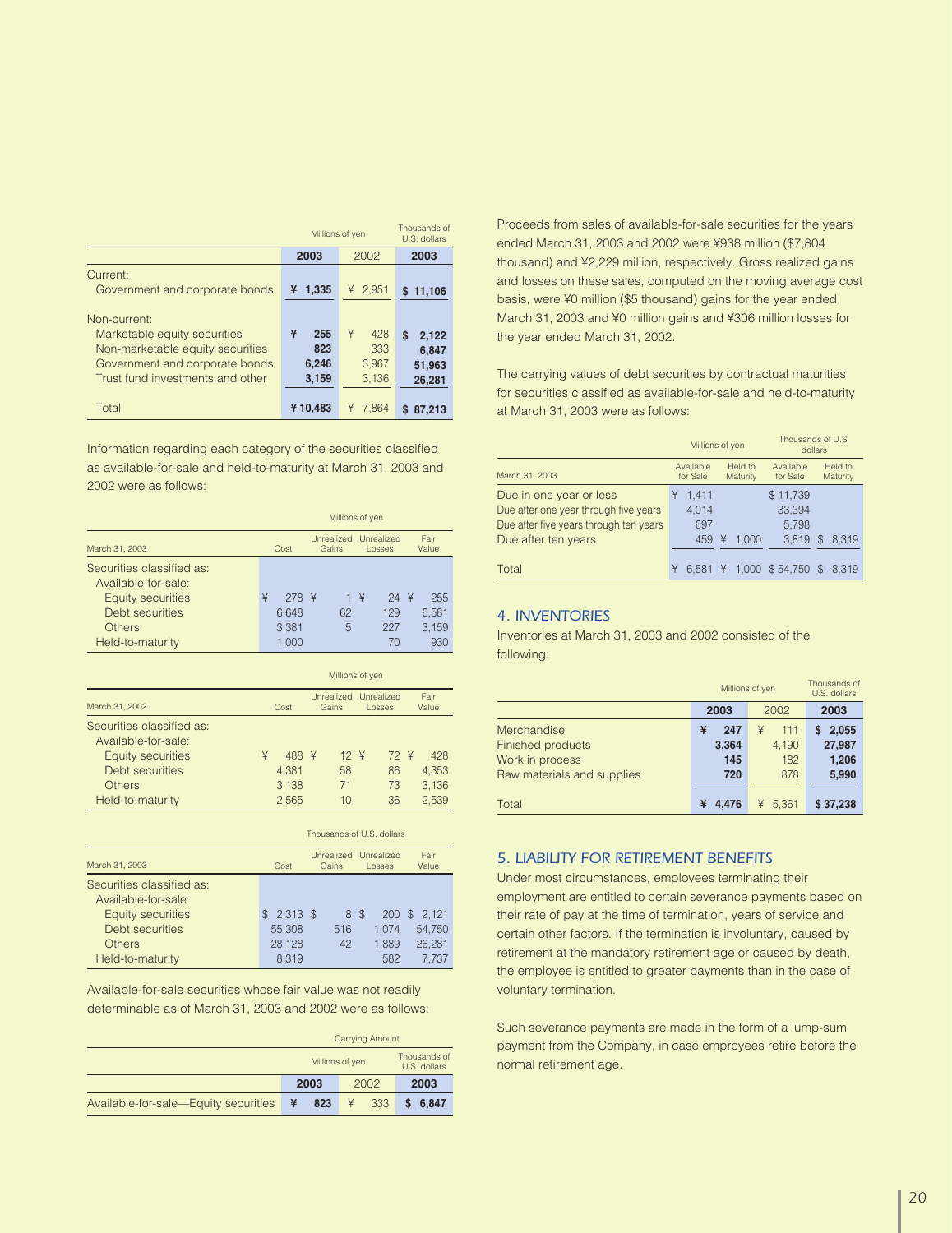| | Millions of yen | | Thousands of U.S. dollars |
|---|---|---|---|
| | **2003** | 2002 | **2003** |
| Current: | | | |
| Government and corporate bonds | **¥ 1,335** | ¥ 2,951 | **$ 11,106** |
| Non-current: | | | |
| Marketable equity securities | **¥ 255** | ¥ 428 | **$ 2,122** |
| Non-marketable equity securities | **823** | 333 | **6,847** |
| Government and corporate bonds | **6,246** | 3,967 | **51,963** |
| Trust fund investments and other | **3,159** | 3,136 | **26,281** |
| Total | **¥ 10,483** | ¥ 7,864 | **$ 87,213** |

Information regarding each category of the securities classified as available-for-sale and held-to-maturity at March 31, 2003 and 2002 were as follows:

| | Millions of yen | | | |
|---|---|---|---|---|
| March 31, 2003 | Cost | Unrealized Gains | Unrealized Losses | Fair Value |
| Securities classified as: | | | | |
| Available-for-sale: | | | | |
| Equity securities | ¥ 278 | ¥ 1 | ¥ 24 | ¥ 255 |
| Debt securities | 6,648 | 62 | 129 | 6,581 |
| Others | 3,381 | 5 | 227 | 3,159 |
| Held-to-maturity | 1,000 | | 70 | 930 |

| | Millions of yen | | | |
|---|---|---|---|---|
| March 31, 2002 | Cost | Unrealized Gains | Unrealized Losses | Fair Value |
| Securities classified as: | | | | |
| Available-for-sale: | | | | |
| Equity securities | ¥ 488 | ¥ 12 | ¥ 72 | ¥ 428 |
| Debt securities | 4,381 | 58 | 86 | 4,353 |
| Others | 3,138 | 71 | 73 | 3,136 |
| Held-to-maturity | 2,565 | 10 | 36 | 2,539 |

| | Thousands of U.S. dollars | | | |
|---|---|---|---|---|
| March 31, 2003 | Cost | Unrealized Gains | Unrealized Losses | Fair Value |
| Securities classified as: | | | | |
| Available-for-sale: | | | | |
| Equity securities | $ 2,313 | $ 8 | $ 200 | $ 2,121 |
| Debt securities | 55,308 | 516 | 1,074 | 54,750 |
| Others | 28,128 | 42 | 1,889 | 26,281 |
| Held-to-maturity | 8,319 | | 582 | 7,737 |

Available-for-sale securities whose fair value was not readily determinable as of March 31, 2003 and 2002 were as follows:

| | Carrying Amount | | |
|---|---|---|---|
| | Millions of yen | | Thousands of U.S. dollars |
| | **2003** | 2002 | **2003** |
| Available-for-sale—Equity securities | **¥ 823** | ¥ 333 | **$ 6,847** |

Proceeds from sales of available-for-sale securities for the years ended March 31, 2003 and 2002 were ¥938 million ($7,804 thousand) and ¥2,229 million, respectively. Gross realized gains and losses on these sales, computed on the moving average cost basis, were ¥0 million ($5 thousand) gains for the year ended March 31, 2003 and ¥0 million gains and ¥306 million losses for the year ended March 31, 2002.

The carrying values of debt securities by contractual maturities for securities classified as available-for-sale and held-to-maturity at March 31, 2003 were as follows:

| | Millions of yen | | Thousands of U.S. dollars | |
|---|---|---|---|---|
| March 31, 2003 | Available for Sale | Held to Maturity | Available for Sale | Held to Maturity |
| Due in one year or less | ¥ 1,411 | | $ 11,739 | |
| Due after one year through five years | 4,014 | | 33,394 | |
| Due after five years through ten years | 697 | | 5,798 | |
| Due after ten years | 459 | ¥ 1,000 | 3,819 | $ 8,319 |
| Total | ¥ 6,581 | ¥ 1,000 | $ 54,750 | $ 8,319 |

## 4. INVENTORIES

Inventories at March 31, 2003 and 2002 consisted of the following:

| | Millions of yen | | Thousands of U.S. dollars |
|---|---|---|---|
| | **2003** | 2002 | **2003** |
| Merchandise | **¥ 247** | ¥ 111 | **$ 2,055** |
| Finished products | **3,364** | 4,190 | **27,987** |
| Work in process | **145** | 182 | **1,206** |
| Raw materials and supplies | **720** | 878 | **5,990** |
| Total | **¥ 4,476** | ¥ 5,361 | **$ 37,238** |

## 5. LIABILITY FOR RETIREMENT BENEFITS

Under most circumstances, employees terminating their employment are entitled to certain severance payments based on their rate of pay at the time of termination, years of service and certain other factors. If the termination is involuntary, caused by retirement at the mandatory retirement age or caused by death, the employee is entitled to greater payments than in the case of voluntary termination.

Such severance payments are made in the form of a lump-sum payment from the Company, in case empnoyees retire before the normal retirement age.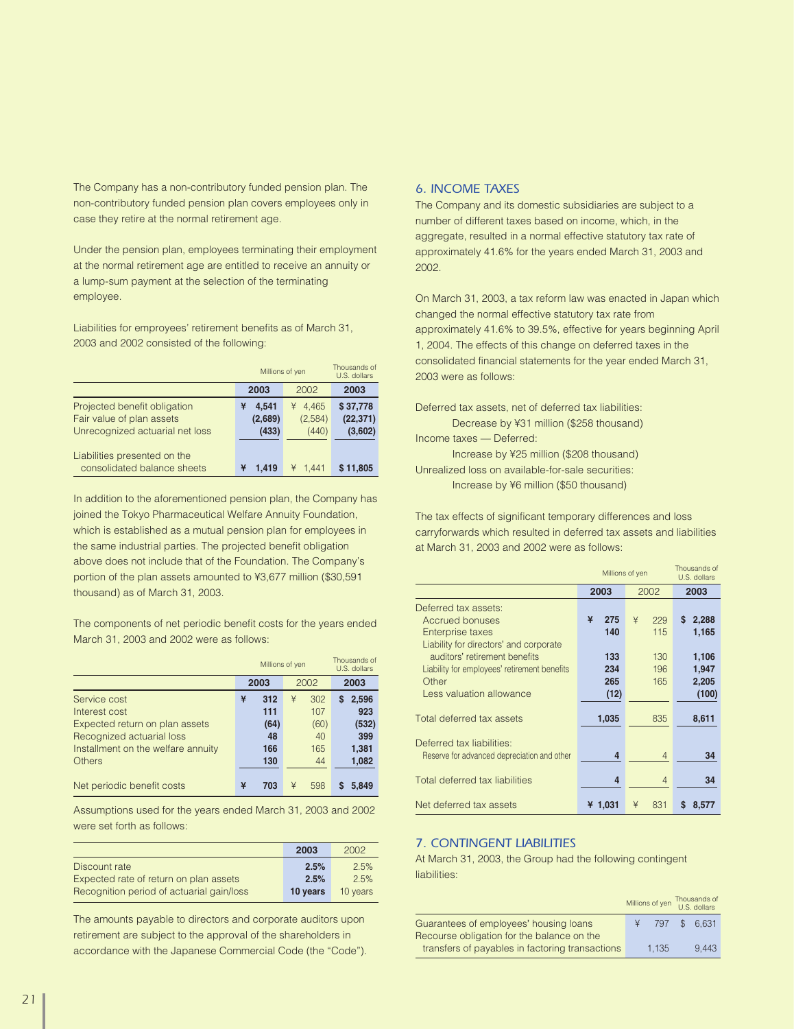The Company has a non-contributory funded pension plan. The non-contributory funded pension plan covers employees only in case they retire at the normal retirement age.

Under the pension plan, employees terminating their employment at the normal retirement age are entitled to receive an annuity or a lump-sum payment at the selection of the terminating employee.

Liabilities for empoyees' retirement benefits as of March 31, 2003 and 2002 consisted of the following:

| | Millions of yen | | Thousands of U.S. dollars |
|---|---|---|---|
| | 2003 | 2002 | 2003 |
| Projected benefit obligation | ¥ 4,541 | ¥ 4,465 | $ 37,778 |
| Fair value of plan assets | (2,689) | (2,584) | (22,371) |
| Unrecognized actuarial net loss | (433) | (440) | (3,602) |
| Liabilities presented on the consolidated balance sheets | ¥ 1,419 | ¥ 1,441 | $ 11,805 |

In addition to the aforementioned pension plan, the Company has joined the Tokyo Pharmaceutical Welfare Annuity Foundation, which is established as a mutual pension plan for employees in the same industrial parties. The projected benefit obligation above does not include that of the Foundation. The Company's portion of the plan assets amounted to ¥3,677 million ($30,591 thousand) as of March 31, 2003.

The components of net periodic benefit costs for the years ended March 31, 2003 and 2002 were as follows:

| | Millions of yen | | Thousands of U.S. dollars |
|---|---|---|---|
| | 2003 | 2002 | 2003 |
| Service cost | ¥ 312 | ¥ 302 | $ 2,596 |
| Interest cost | 111 | 107 | 923 |
| Expected return on plan assets | (64) | (60) | (532) |
| Recognized actuarial loss | 48 | 40 | 399 |
| Installment on the welfare annuity | 166 | 165 | 1,381 |
| Others | 130 | 44 | 1,082 |
| Net periodic benefit costs | ¥ 703 | ¥ 598 | $ 5,849 |

Assumptions used for the years ended March 31, 2003 and 2002 were set forth as follows:

| | 2003 | 2002 |
|---|---|---|
| Discount rate | 2.5% | 2.5% |
| Expected rate of return on plan assets | 2.5% | 2.5% |
| Recognition period of actuarial gain/loss | 10 years | 10 years |

The amounts payable to directors and corporate auditors upon retirement are subject to the approval of the shareholders in accordance with the Japanese Commercial Code (the "Code").

## 6. INCOME TAXES

The Company and its domestic subsidiaries are subject to a number of different taxes based on income, which, in the aggregate, resulted in a normal effective statutory tax rate of approximately 41.6% for the years ended March 31, 2003 and 2002.

On March 31, 2003, a tax reform law was enacted in Japan which changed the normal effective statutory tax rate from approximately 41.6% to 39.5%, effective for years beginning April 1, 2004. The effects of this change on deferred taxes in the consolidated financial statements for the year ended March 31, 2003 were as follows:

Deferred tax assets, net of deferred tax liabilities:
Decrease by ¥31 million ($258 thousand)
Income taxes — Deferred:
Increase by ¥25 million ($208 thousand)
Unrealized loss on available-for-sale securities:
Increase by ¥6 million ($50 thousand)

The tax effects of significant temporary differences and loss carryforwards which resulted in deferred tax assets and liabilities at March 31, 2003 and 2002 were as follows:

| | Millions of yen | | Thousands of U.S. dollars |
|---|---|---|---|
| | 2003 | 2002 | 2003 |
| Deferred tax assets: | | | |
| Accrued bonuses | ¥ 275 | ¥ 229 | $ 2,288 |
| Enterprise taxes | 140 | 115 | 1,165 |
| Liability for directors' and corporate auditors' retirement benefits | 133 | 130 | 1,106 |
| Liability for employees' retirement benefits | 234 | 196 | 1,947 |
| Other | 265 | 165 | 2,205 |
| Less valuation allowance | (12) | | (100) |
| Total deferred tax assets | 1,035 | 835 | 8,611 |
| Deferred tax liabilities: | | | |
| Reserve for advanced depreciation and other | 4 | 4 | 34 |
| Total deferred tax liabilities | 4 | 4 | 34 |
| Net deferred tax assets | ¥ 1,031 | ¥ 831 | $ 8,577 |

## 7. CONTINGENT LIABILITIES

At March 31, 2003, the Group had the following contingent liabilities:

| | Millions of yen | Thousands of U.S. dollars |
|---|---|---|
| Guarantees of employees' housing loans | ¥ 797 | $ 6,631 |
| Recourse obligation for the balance on the transfers of payables in factoring transactions | 1,135 | 9,443 |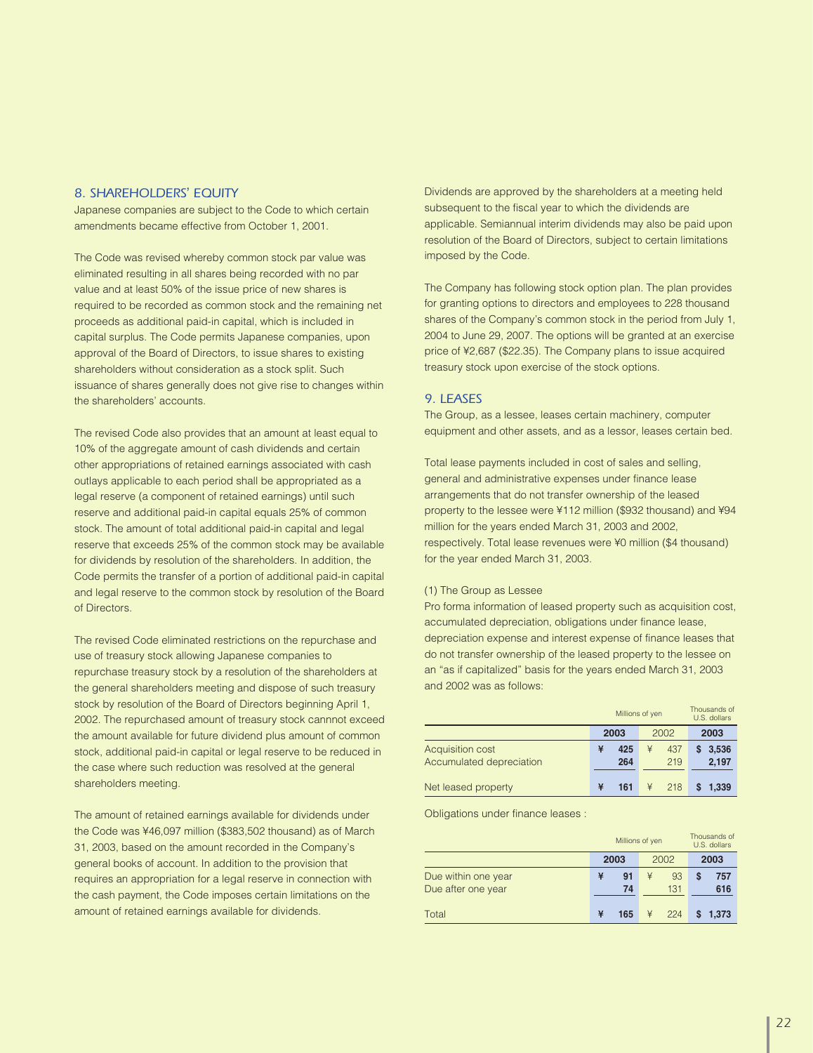## 8. SHAREHOLDERS' EQUITY

Japanese companies are subject to the Code to which certain amendments became effective from October 1, 2001.

The Code was revised whereby common stock par value was eliminated resulting in all shares being recorded with no par value and at least 50% of the issue price of new shares is required to be recorded as common stock and the remaining net proceeds as additional paid-in capital, which is included in capital surplus. The Code permits Japanese companies, upon approval of the Board of Directors, to issue shares to existing shareholders without consideration as a stock split. Such issuance of shares generally does not give rise to changes within the shareholders' accounts.

The revised Code also provides that an amount at least equal to 10% of the aggregate amount of cash dividends and certain other appropriations of retained earnings associated with cash outlays applicable to each period shall be appropriated as a legal reserve (a component of retained earnings) until such reserve and additional paid-in capital equals 25% of common stock. The amount of total additional paid-in capital and legal reserve that exceeds 25% of the common stock may be available for dividends by resolution of the shareholders. In addition, the Code permits the transfer of a portion of additional paid-in capital and legal reserve to the common stock by resolution of the Board of Directors.

The revised Code eliminated restrictions on the repurchase and use of treasury stock allowing Japanese companies to repurchase treasury stock by a resolution of the shareholders at the general shareholders meeting and dispose of such treasury stock by resolution of the Board of Directors beginning April 1, 2002. The repurchased amount of treasury stock cannnot exceed the amount available for future dividend plus amount of common stock, additional paid-in capital or legal reserve to be reduced in the case where such reduction was resolved at the general shareholders meeting.

The amount of retained earnings available for dividends under the Code was ¥46,097 million ($383,502 thousand) as of March 31, 2003, based on the amount recorded in the Company's general books of account. In addition to the provision that requires an appropriation for a legal reserve in connection with the cash payment, the Code imposes certain limitations on the amount of retained earnings available for dividends.

Dividends are approved by the shareholders at a meeting held subsequent to the fiscal year to which the dividends are applicable. Semiannual interim dividends may also be paid upon resolution of the Board of Directors, subject to certain limitations imposed by the Code.

The Company has following stock option plan. The plan provides for granting options to directors and employees to 228 thousand shares of the Company's common stock in the period from July 1, 2004 to June 29, 2007. The options will be granted at an exercise price of ¥2,687 ($22.35). The Company plans to issue acquired treasury stock upon exercise of the stock options.

## 9. LEASES

The Group, as a lessee, leases certain machinery, computer equipment and other assets, and as a lessor, leases certain bed.

Total lease payments included in cost of sales and selling, general and administrative expenses under finance lease arrangements that do not transfer ownership of the leased property to the lessee were ¥112 million ($932 thousand) and ¥94 million for the years ended March 31, 2003 and 2002, respectively. Total lease revenues were ¥0 million ($4 thousand) for the year ended March 31, 2003.

(1) The Group as Lessee

Pro forma information of leased property such as acquisition cost, accumulated depreciation, obligations under finance lease, depreciation expense and interest expense of finance leases that do not transfer ownership of the leased property to the lessee on an "as if capitalized" basis for the years ended March 31, 2003 and 2002 was as follows:

| | Millions of yen | | Thousands of U.S. dollars |
|---|---|---|---|
| | **2003** | 2002 | **2003** |
| Acquisition cost | **¥ 425** | ¥ 437 | **$ 3,536** |
| Accumulated depreciation | **264** | 219 | **2,197** |
| Net leased property | **¥ 161** | ¥ 218 | **$ 1,339** |

Obligations under finance leases :

| | Millions of yen | | Thousands of U.S. dollars |
|---|---|---|---|
| | **2003** | 2002 | **2003** |
| Due within one year | **¥ 91** | ¥ 93 | **$ 757** |
| Due after one year | **74** | 131 | **616** |
| Total | **¥ 165** | ¥ 224 | **$ 1,373** |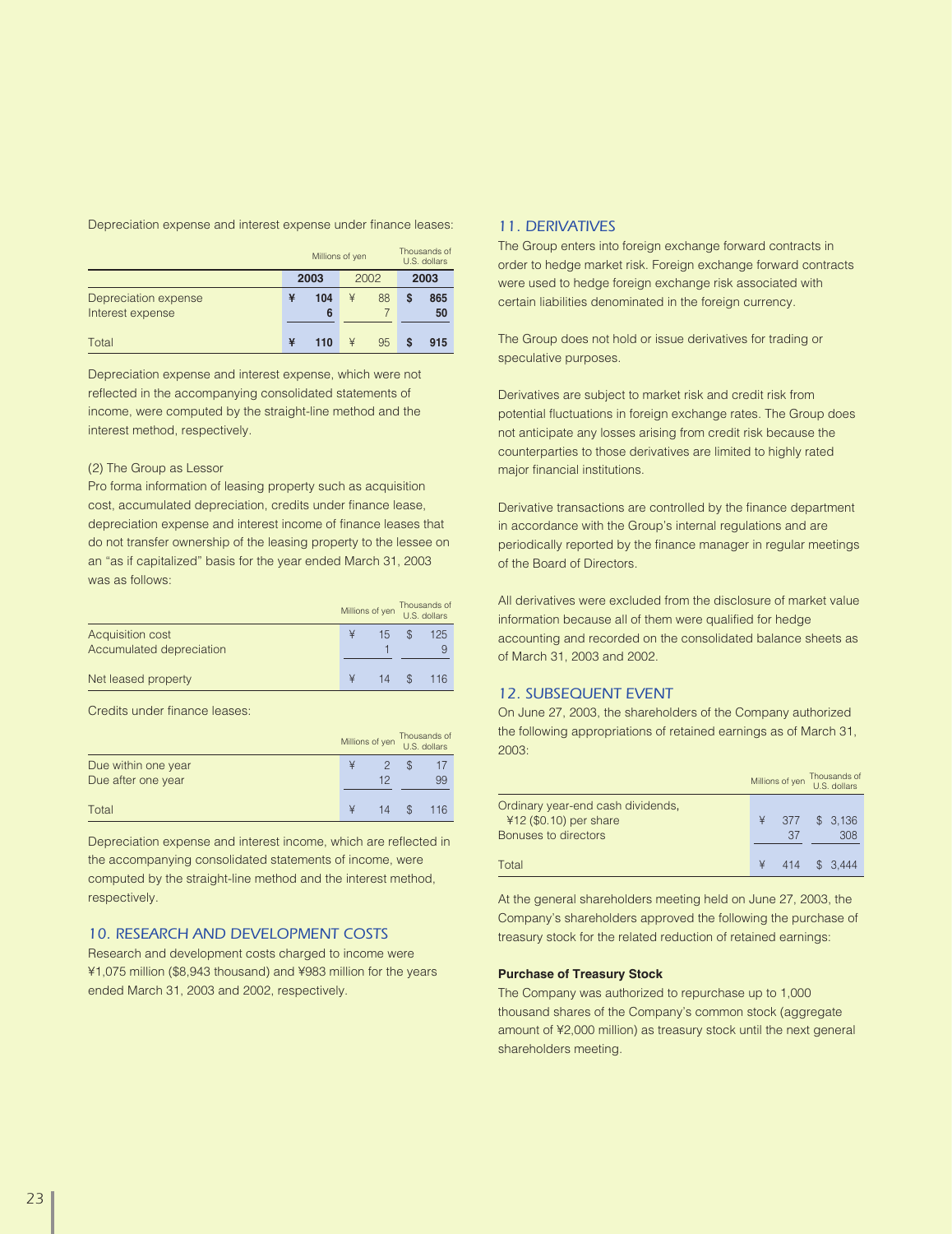Depreciation expense and interest expense under finance leases:

| | Millions of yen | | Thousands of U.S. dollars |
|---|---|---|---|
| | **2003** | 2002 | **2003** |
| Depreciation expense | **¥ 104** | ¥ 88 | **$ 865** |
| Interest expense | **6** | 7 | **50** |
| Total | **¥ 110** | ¥ 95 | **$ 915** |

Depreciation expense and interest expense, which were not reflected in the accompanying consolidated statements of income, were computed by the straight-line method and the interest method, respectively.

(2) The Group as Lessor

Pro forma information of leasing property such as acquisition cost, accumulated depreciation, credits under finance lease, depreciation expense and interest income of finance leases that do not transfer ownership of the leasing property to the lessee on an "as if capitalized" basis for the year ended March 31, 2003 was as follows:

| | Millions of yen | Thousands of U.S. dollars |
|---|---|---|
| Acquisition cost | ¥ 15 | $ 125 |
| Accumulated depreciation | 1 | 9 |
| Net leased property | ¥ 14 | $ 116 |

Credits under finance leases:

| | Millions of yen | Thousands of U.S. dollars |
|---|---|---|
| Due within one year | ¥ 2 | $ 17 |
| Due after one year | 12 | 99 |
| Total | ¥ 14 | $ 116 |

Depreciation expense and interest income, which are reflected in the accompanying consolidated statements of income, were computed by the straight-line method and the interest method, respectively.

## 10. RESEARCH AND DEVELOPMENT COSTS

Research and development costs charged to income were ¥1,075 million ($8,943 thousand) and ¥983 million for the years ended March 31, 2003 and 2002, respectively.

## 11. DERIVATIVES

The Group enters into foreign exchange forward contracts in order to hedge market risk. Foreign exchange forward contracts were used to hedge foreign exchange risk associated with certain liabilities denominated in the foreign currency.

The Group does not hold or issue derivatives for trading or speculative purposes.

Derivatives are subject to market risk and credit risk from potential fluctuations in foreign exchange rates. The Group does not anticipate any losses arising from credit risk because the counterparties to those derivatives are limited to highly rated major financial institutions.

Derivative transactions are controlled by the finance department in accordance with the Group's internal regulations and are periodically reported by the finance manager in regular meetings of the Board of Directors.

All derivatives were excluded from the disclosure of market value information because all of them were qualified for hedge accounting and recorded on the consolidated balance sheets as of March 31, 2003 and 2002.

## 12. SUBSEQUENT EVENT

On June 27, 2003, the shareholders of the Company authorized the following appropriations of retained earnings as of March 31, 2003:

| | Millions of yen | Thousands of U.S. dollars |
|---|---|---|
| Ordinary year-end cash dividends, ¥12 ($0.10) per share | ¥ 377 | $ 3,136 |
| Bonuses to directors | 37 | 308 |
| Total | ¥ 414 | $ 3,444 |

At the general shareholders meeting held on June 27, 2003, the Company's shareholders approved the following the purchase of treasury stock for the related reduction of retained earnings:

**Purchase of Treasury Stock**

The Company was authorized to repurchase up to 1,000 thousand shares of the Company's common stock (aggregate amount of ¥2,000 million) as treasury stock until the next general shareholders meeting.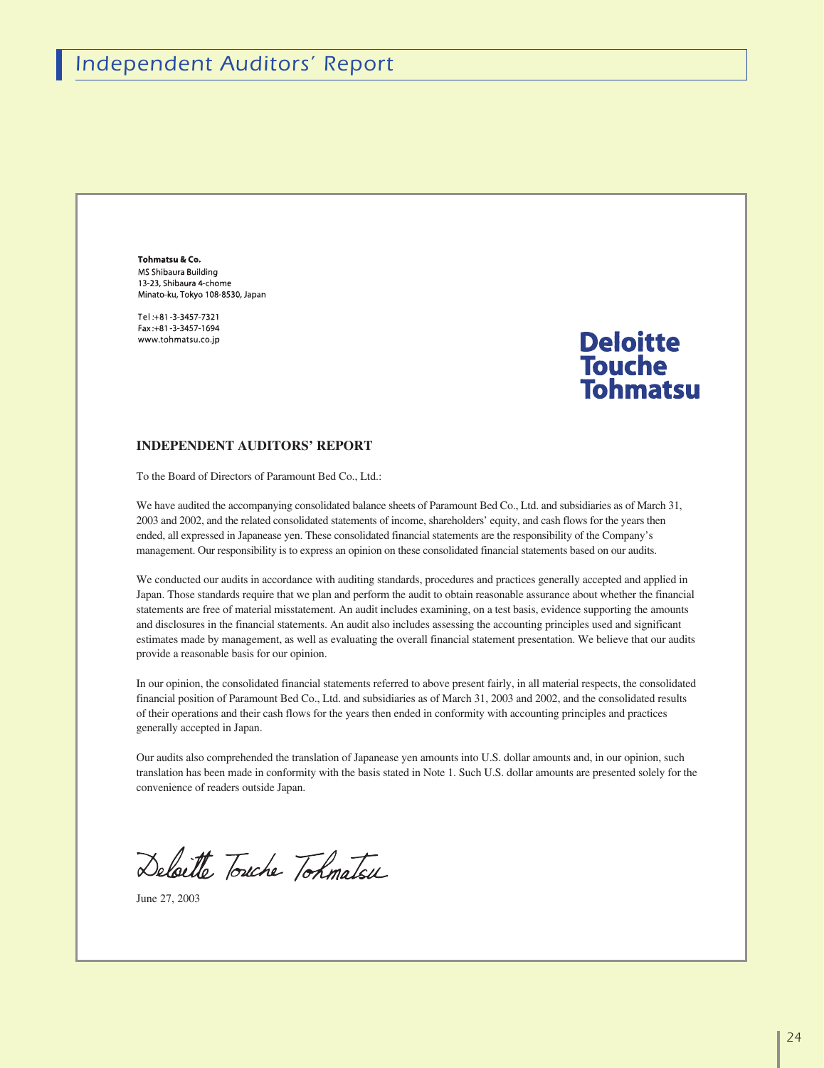# Independent Auditors' Report

**Tohmatsu & Co.**
MS Shibaura Building
13-23, Shibaura 4-chome
Minato-ku, Tokyo 108-8530, Japan

Tel :+81-3-3457-7321
Fax :+81-3-3457-1694
www.tohmatsu.co.jp

**Deloitte Touche Tohmatsu**

## INDEPENDENT AUDITORS' REPORT

To the Board of Directors of Paramount Bed Co., Ltd.:

We have audited the accompanying consolidated balance sheets of Paramount Bed Co., Ltd. and subsidiaries as of March 31, 2003 and 2002, and the related consolidated statements of income, shareholders' equity, and cash flows for the years then ended, all expressed in Japanease yen. These consolidated financial statements are the responsibility of the Company's management. Our responsibility is to express an opinion on these consolidated financial statements based on our audits.

We conducted our audits in accordance with auditing standards, procedures and practices generally accepted and applied in Japan. Those standards require that we plan and perform the audit to obtain reasonable assurance about whether the financial statements are free of material misstatement. An audit includes examining, on a test basis, evidence supporting the amounts and disclosures in the financial statements. An audit also includes assessing the accounting principles used and significant estimates made by management, as well as evaluating the overall financial statement presentation. We believe that our audits provide a reasonable basis for our opinion.

In our opinion, the consolidated financial statements referred to above present fairly, in all material respects, the consolidated financial position of Paramount Bed Co., Ltd. and subsidiaries as of March 31, 2003 and 2002, and the consolidated results of their operations and their cash flows for the years then ended in conformity with accounting principles and practices generally accepted in Japan.

Our audits also comprehended the translation of Japanease yen amounts into U.S. dollar amounts and, in our opinion, such translation has been made in conformity with the basis stated in Note 1. Such U.S. dollar amounts are presented solely for the convenience of readers outside Japan.

*Deloitte Touche Tohmatsu*

June 27, 2003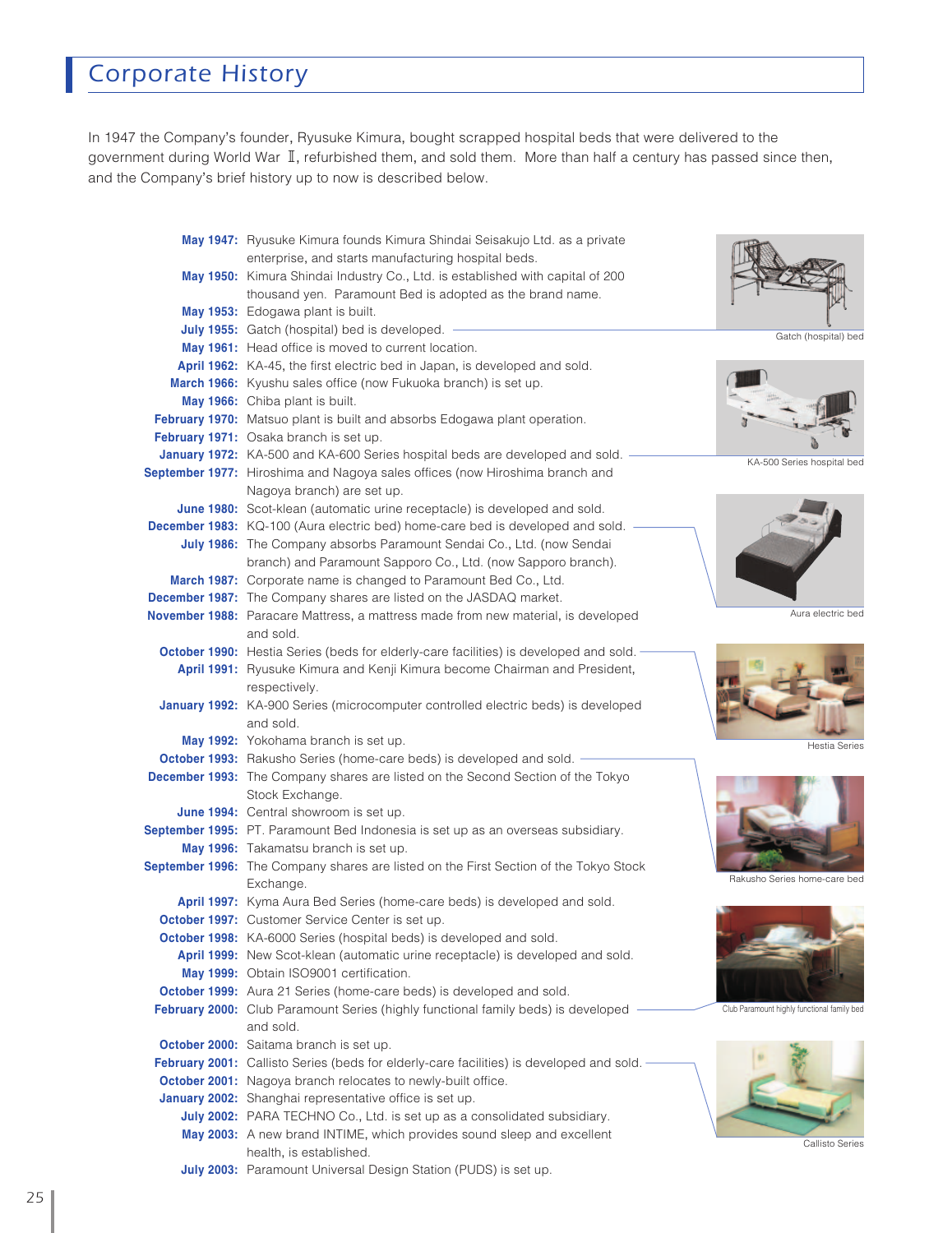## Corporate History

In 1947 the Company's founder, Ryusuke Kimura, bought scrapped hospital beds that were delivered to the government during World War Ⅱ, refurbished them, and sold them. More than half a century has passed since then, and the Company's brief history up to now is described below.

**May 1947:** Ryusuke Kimura founds Kimura Shindai Seisakujo Ltd. as a private enterprise, and starts manufacturing hospital beds.
**May 1950:** Kimura Shindai Industry Co., Ltd. is established with capital of 200 thousand yen. Paramount Bed is adopted as the brand name.
**May 1953:** Edogawa plant is built.
**July 1955:** Gatch (hospital) bed is developed.
**May 1961:** Head office is moved to current location.
**April 1962:** KA-45, the first electric bed in Japan, is developed and sold.
**March 1966:** Kyushu sales office (now Fukuoka branch) is set up.
**May 1966:** Chiba plant is built.
**February 1970:** Matsuo plant is built and absorbs Edogawa plant operation.
**February 1971:** Osaka branch is set up.
**January 1972:** KA-500 and KA-600 Series hospital beds are developed and sold.
**September 1977:** Hiroshima and Nagoya sales offices (now Hiroshima branch and Nagoya branch) are set up.
**June 1980:** Scot-klean (automatic urine receptacle) is developed and sold.
**December 1983:** KQ-100 (Aura electric bed) home-care bed is developed and sold.
**July 1986:** The Company absorbs Paramount Sendai Co., Ltd. (now Sendai branch) and Paramount Sapporo Co., Ltd. (now Sapporo branch).
**March 1987:** Corporate name is changed to Paramount Bed Co., Ltd.
**December 1987:** The Company shares are listed on the JASDAQ market.
**November 1988:** Paracare Mattress, a mattress made from new material, is developed and sold.
**October 1990:** Hestia Series (beds for elderly-care facilities) is developed and sold.
**April 1991:** Ryusuke Kimura and Kenji Kimura become Chairman and President, respectively.
**January 1992:** KA-900 Series (microcomputer controlled electric beds) is developed and sold.
**May 1992:** Yokohama branch is set up.
**October 1993:** Rakusho Series (home-care beds) is developed and sold.
**December 1993:** The Company shares are listed on the Second Section of the Tokyo Stock Exchange.
**June 1994:** Central showroom is set up.
**September 1995:** PT. Paramount Bed Indonesia is set up as an overseas subsidiary.
**May 1996:** Takamatsu branch is set up.
**September 1996:** The Company shares are listed on the First Section of the Tokyo Stock Exchange.
**April 1997:** Kyma Aura Bed Series (home-care beds) is developed and sold.
**October 1997:** Customer Service Center is set up.
**October 1998:** KA-6000 Series (hospital beds) is developed and sold.
**April 1999:** New Scot-klean (automatic urine receptacle) is developed and sold.
**May 1999:** Obtain ISO9001 certification.
**October 1999:** Aura 21 Series (home-care beds) is developed and sold.
**February 2000:** Club Paramount Series (highly functional family beds) is developed and sold.
**October 2000:** Saitama branch is set up.
**February 2001:** Callisto Series (beds for elderly-care facilities) is developed and sold.
**October 2001:** Nagoya branch relocates to newly-built office.
**January 2002:** Shanghai representative office is set up.
**July 2002:** PARA TECHNO Co., Ltd. is set up as a consolidated subsidiary.
**May 2003:** A new brand INTIME, which provides sound sleep and excellent health, is established.
**July 2003:** Paramount Universal Design Station (PUDS) is set up.

Gatch (hospital) bed

KA-500 Series hospital bed

Aura electric bed

Hestia Series

Rakusho Series home-care bed

Club Paramount highly functional family bed

Callisto Series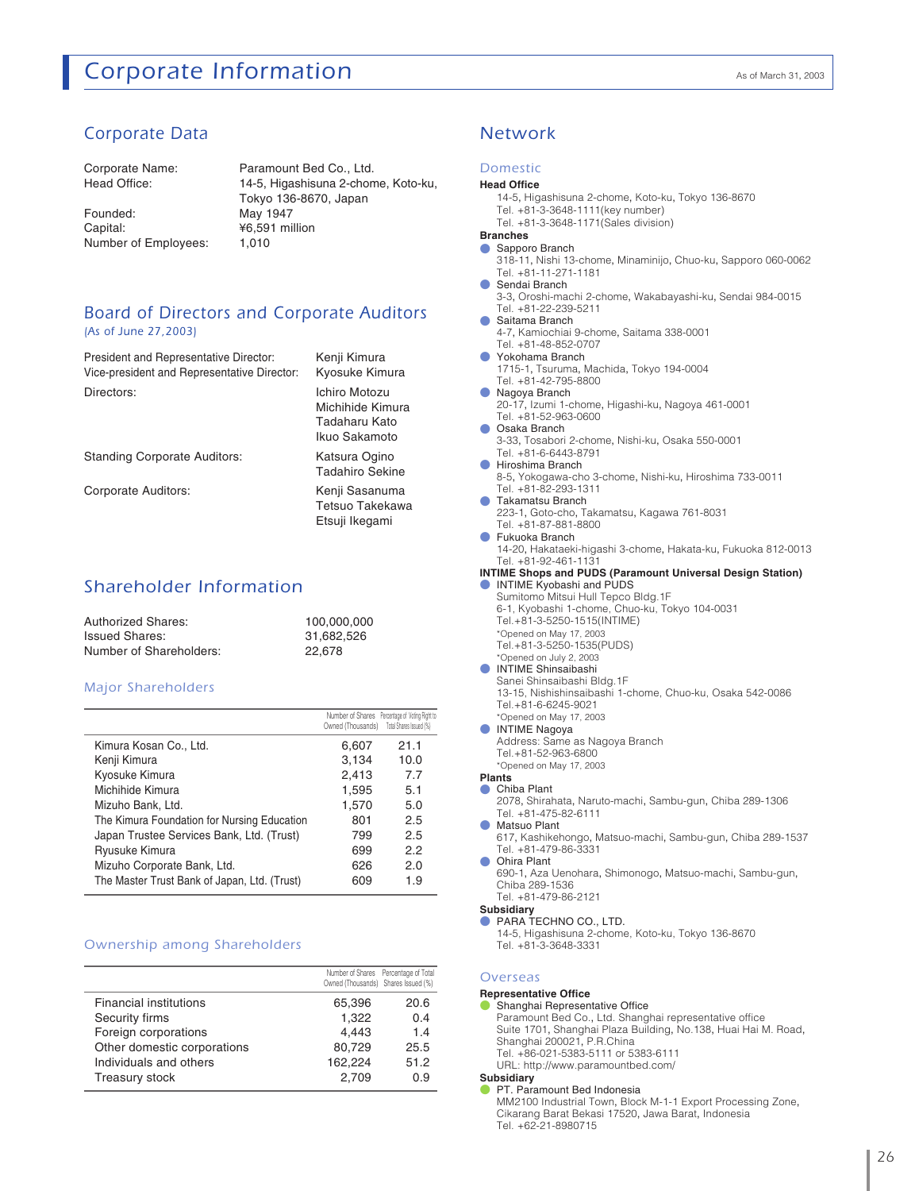# Corporate Information

As of March 31, 2003

## Corporate Data

| | |
|---|---|
| Corporate Name: | Paramount Bed Co., Ltd. |
| Head Office: | 14-5, Higashisuna 2-chome, Koto-ku, Tokyo 136-8670, Japan |
| Founded: | May 1947 |
| Capital: | ¥6,591 million |
| Number of Employees: | 1,010 |

## Board of Directors and Corporate Auditors

(As of June 27,2003)

| | |
|---|---|
| President and Representative Director: | Kenji Kimura |
| Vice-president and Representative Director: | Kyosuke Kimura |
| Directors: | Ichiro Motozu<br>Michihide Kimura<br>Tadaharu Kato<br>Ikuo Sakamoto |
| Standing Corporate Auditors: | Katsura Ogino<br>Tadahiro Sekine |
| Corporate Auditors: | Kenji Sasanuma<br>Tetsuo Takekawa<br>Etsuji Ikegami |

## Shareholder Information

| | |
|---|---|
| Authorized Shares: | 100,000,000 |
| Issued Shares: | 31,682,526 |
| Number of Shareholders: | 22,678 |

### Major Shareholders

| | Number of Shares Owned (Thousands) | Percentage of Voting Right to Total Shares Issued (%) |
|---|---|---|
| Kimura Kosan Co., Ltd. | 6,607 | 21.1 |
| Kenji Kimura | 3,134 | 10.0 |
| Kyosuke Kimura | 2,413 | 7.7 |
| Michihide Kimura | 1,595 | 5.1 |
| Mizuho Bank, Ltd. | 1,570 | 5.0 |
| The Kimura Foundation for Nursing Education | 801 | 2.5 |
| Japan Trustee Services Bank, Ltd. (Trust) | 799 | 2.5 |
| Ryusuke Kimura | 699 | 2.2 |
| Mizuho Corporate Bank, Ltd. | 626 | 2.0 |
| The Master Trust Bank of Japan, Ltd. (Trust) | 609 | 1.9 |

### Ownership among Shareholders

| | Number of Shares Owned (Thousands) | Percentage of Total Shares Issued (%) |
|---|---|---|
| Financial institutions | 65,396 | 20.6 |
| Security firms | 1,322 | 0.4 |
| Foreign corporations | 4,443 | 1.4 |
| Other domestic corporations | 80,729 | 25.5 |
| Individuals and others | 162,224 | 51.2 |
| Treasury stock | 2,709 | 0.9 |

## Network

### Domestic

**Head Office**

14-5, Higashisuna 2-chome, Koto-ku, Tokyo 136-8670
Tel. +81-3-3648-1111(key number)
Tel. +81-3-3648-1171(Sales division)

**Branches**

- Sapporo Branch
  318-11, Nishi 13-chome, Minaminijo, Chuo-ku, Sapporo 060-0062
  Tel. +81-11-271-1181
- Sendai Branch
  3-3, Oroshi-machi 2-chome, Wakabayashi-ku, Sendai 984-0015
  Tel. +81-22-239-5211
- Saitama Branch
  4-7, Kamiochiai 9-chome, Saitama 338-0001
  Tel. +81-48-852-0707
- Yokohama Branch
  1715-1, Tsuruma, Machida, Tokyo 194-0004
  Tel. +81-42-795-8800
- Nagoya Branch
  20-17, Izumi 1-chome, Higashi-ku, Nagoya 461-0001
  Tel. +81-52-963-0600
- Osaka Branch
  3-33, Tosabori 2-chome, Nishi-ku, Osaka 550-0001
  Tel. +81-6-6443-8791
- Hiroshima Branch
  8-5, Yokogawa-cho 3-chome, Nishi-ku, Hiroshima 733-0011
  Tel. +81-82-293-1311
- Takamatsu Branch
  223-1, Goto-cho, Takamatsu, Kagawa 761-8031
  Tel. +81-87-881-8800
- Fukuoka Branch
  14-20, Hakataeki-higashi 3-chome, Hakata-ku, Fukuoka 812-0013
  Tel. +81-92-461-1131

**INTIME Shops and PUDS (Paramount Universal Design Station)**

- INTIME Kyobashi and PUDS
  Sumitomo Mitsui Hull Tepco Bldg.1F
  6-1, Kyobashi 1-chome, Chuo-ku, Tokyo 104-0031
  Tel.+81-3-5250-1515(INTIME)
  *Opened on May 17, 2003
  Tel.+81-3-5250-1535(PUDS)
  *Opened on July 2, 2003
- INTIME Shinsaibashi
  Sanei Shinsaibashi Bldg.1F
  13-15, Nishishinsaibashi 1-chome, Chuo-ku, Osaka 542-0086
  Tel.+81-6-6245-9021
  *Opened on May 17, 2003
- INTIME Nagoya
  Address: Same as Nagoya Branch
  Tel.+81-52-963-6800
  *Opened on May 17, 2003

**Plants**

- Chiba Plant
  2078, Shirahata, Naruto-machi, Sambu-gun, Chiba 289-1306
  Tel. +81-475-82-6111
- Matsuo Plant
  617, Kashikehongo, Matsuo-machi, Sambu-gun, Chiba 289-1537
  Tel. +81-479-86-3331
- Ohira Plant
  690-1, Aza Uenohara, Shimonogo, Matsuo-machi, Sambu-gun, Chiba 289-1536
  Tel. +81-479-86-2121

**Subsidiary**

- PARA TECHNO CO., LTD.
  14-5, Higashisuna 2-chome, Koto-ku, Tokyo 136-8670
  Tel. +81-3-3648-3331

### Overseas

**Representative Office**

- Shanghai Representative Office
  Paramount Bed Co., Ltd. Shanghai representative office
  Suite 1701, Shanghai Plaza Building, No.138, Huai Hai M. Road, Shanghai 200021, P.R.China
  Tel. +86-021-5383-5111 or 5383-6111
  URL: http://www.paramountbed.com/

**Subsidiary**

- PT. Paramount Bed Indonesia
  MM2100 Industrial Town, Block M-1-1 Export Processing Zone, Cikarang Barat Bekasi 17520, Jawa Barat, Indonesia
  Tel. +62-21-8980715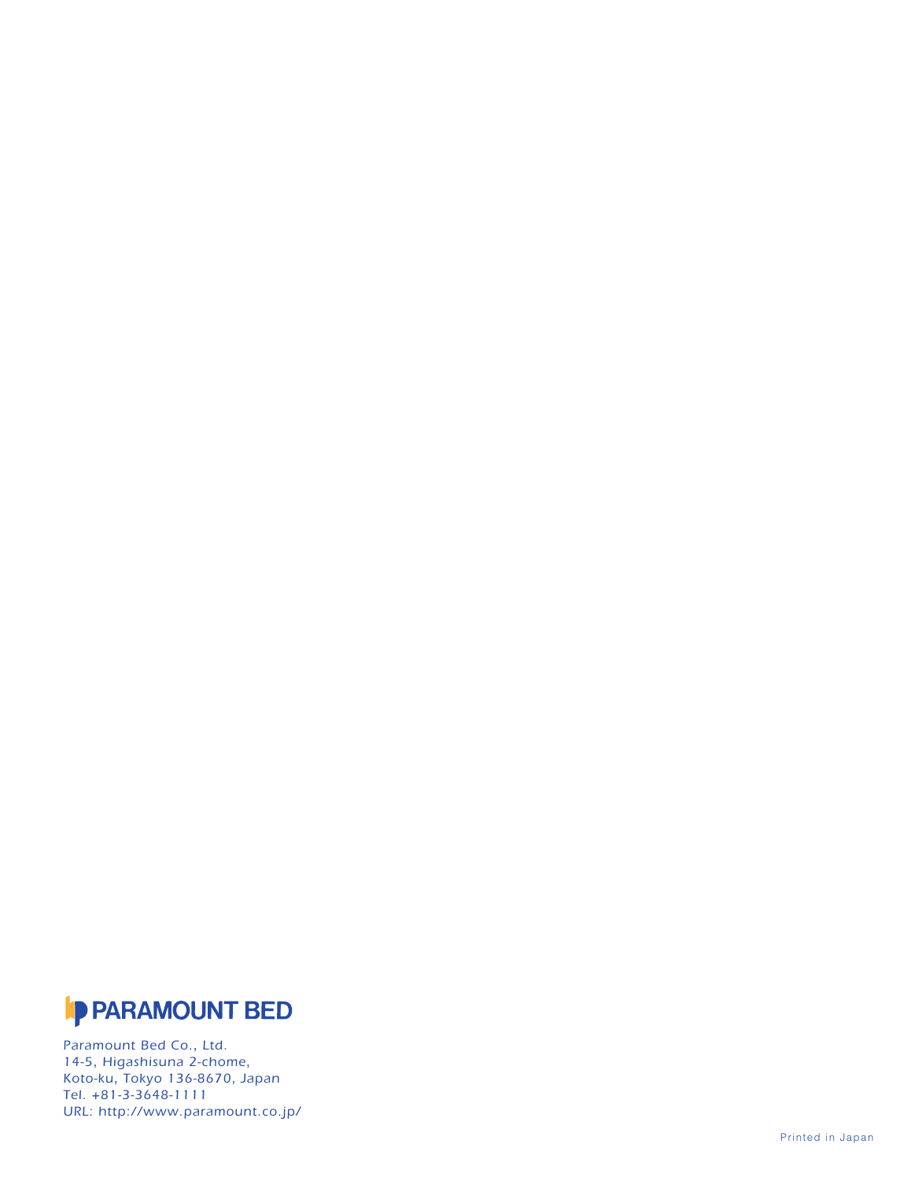PARAMOUNT BED

Paramount Bed Co., Ltd.
14-5, Higashisuna 2-chome,
Koto-ku, Tokyo 136-8670, Japan
Tel. +81-3-3648-1111
URL: http://www.paramount.co.jp/

Printed in Japan